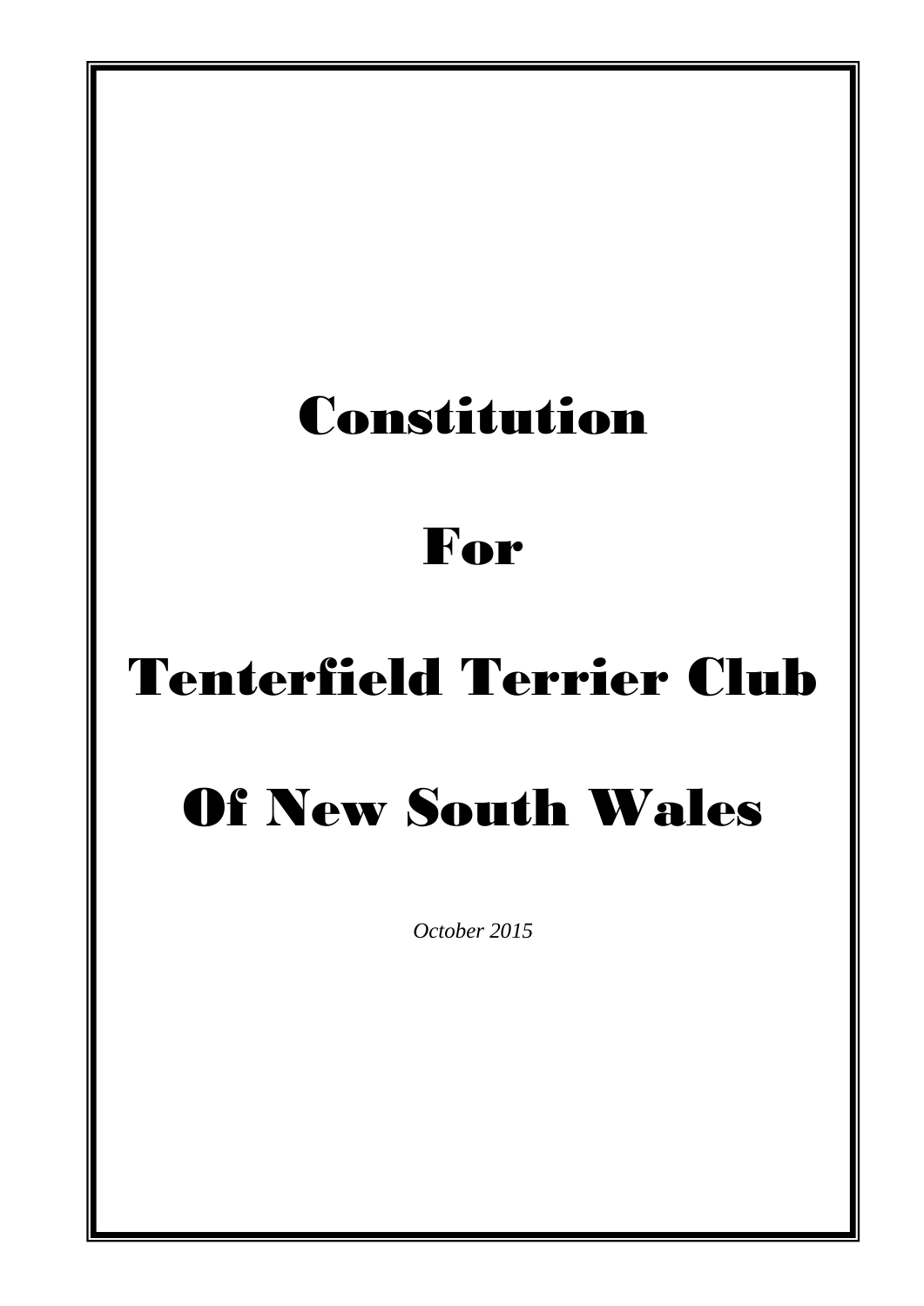# Constitution

# For

# Tenterfield Terrier Club

# Of New South Wales

*October 2015*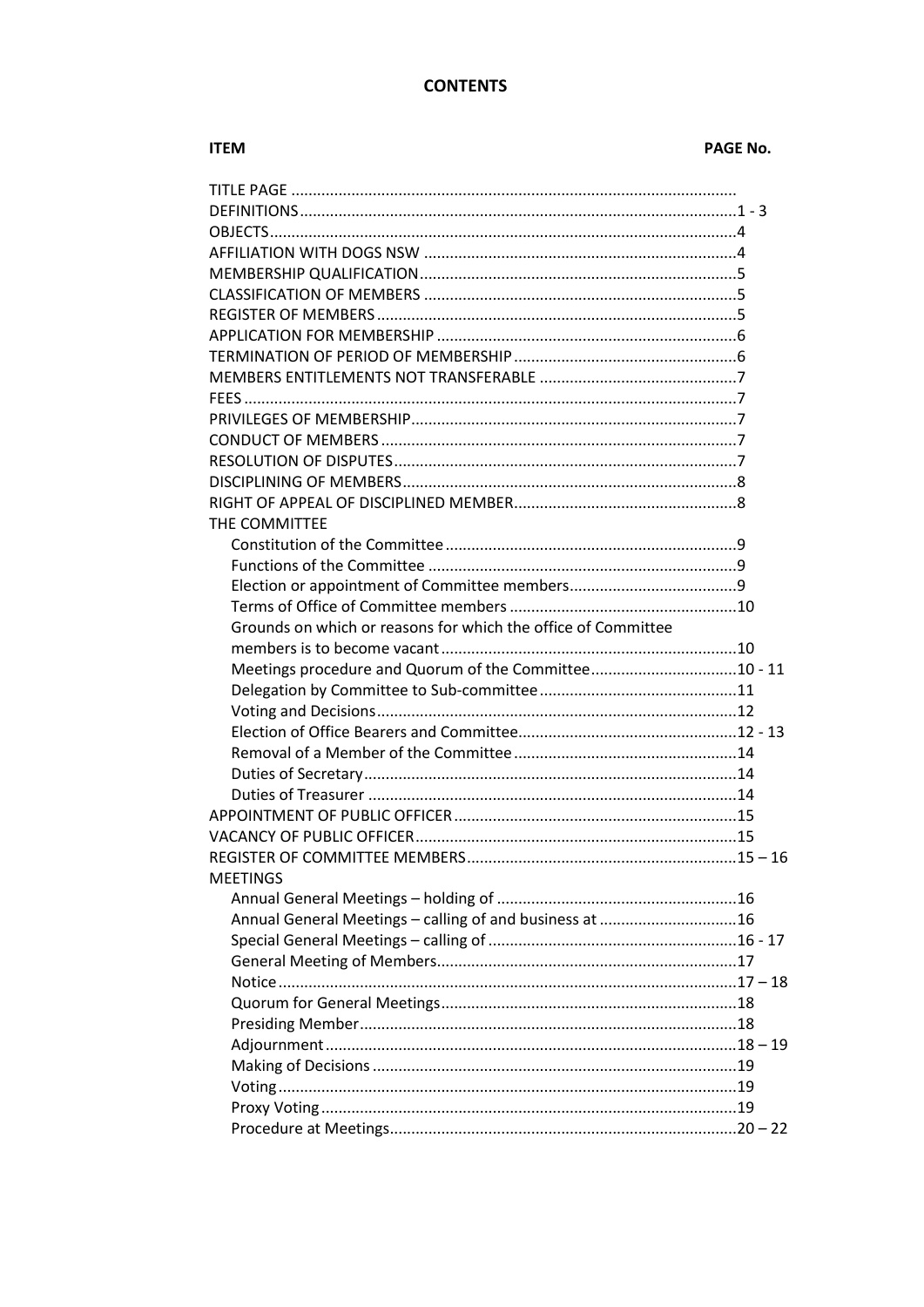# CONTENTS

| ITEM | PAGE No. |
|---|---|
| TITLE PAGE | |
| DEFINITIONS | 1 - 3 |
| OBJECTS | 4 |
| AFFILIATION WITH DOGS NSW | 4 |
| MEMBERSHIP QUALIFICATION | 5 |
| CLASSIFICATION OF MEMBERS | 5 |
| REGISTER OF MEMBERS | 5 |
| APPLICATION FOR MEMBERSHIP | 6 |
| TERMINATION OF PERIOD OF MEMBERSHIP | 6 |
| MEMBERS ENTITLEMENTS NOT TRANSFERABLE | 7 |
| FEES | 7 |
| PRIVILEGES OF MEMBERSHIP | 7 |
| CONDUCT OF MEMBERS | 7 |
| RESOLUTION OF DISPUTES | 7 |
| DISCIPLINING OF MEMBERS | 8 |
| RIGHT OF APPEAL OF DISCIPLINED MEMBER | 8 |
| THE COMMITTEE | |
| Constitution of the Committee | 9 |
| Functions of the Committee | 9 |
| Election or appointment of Committee members | 9 |
| Terms of Office of Committee members | 10 |
| Grounds on which or reasons for which the office of Committee members is to become vacant | 10 |
| Meetings procedure and Quorum of the Committee | 10 - 11 |
| Delegation by Committee to Sub-committee | 11 |
| Voting and Decisions | 12 |
| Election of Office Bearers and Committee | 12 - 13 |
| Removal of a Member of the Committee | 14 |
| Duties of Secretary | 14 |
| Duties of Treasurer | 14 |
| APPOINTMENT OF PUBLIC OFFICER | 15 |
| VACANCY OF PUBLIC OFFICER | 15 |
| REGISTER OF COMMITTEE MEMBERS | 15 – 16 |
| MEETINGS | |
| Annual General Meetings – holding of | 16 |
| Annual General Meetings – calling of and business at | 16 |
| Special General Meetings – calling of | 16 - 17 |
| General Meeting of Members | 17 |
| Notice | 17 – 18 |
| Quorum for General Meetings | 18 |
| Presiding Member | 18 |
| Adjournment | 18 – 19 |
| Making of Decisions | 19 |
| Voting | 19 |
| Proxy Voting | 19 |
| Procedure at Meetings | 20 – 22 |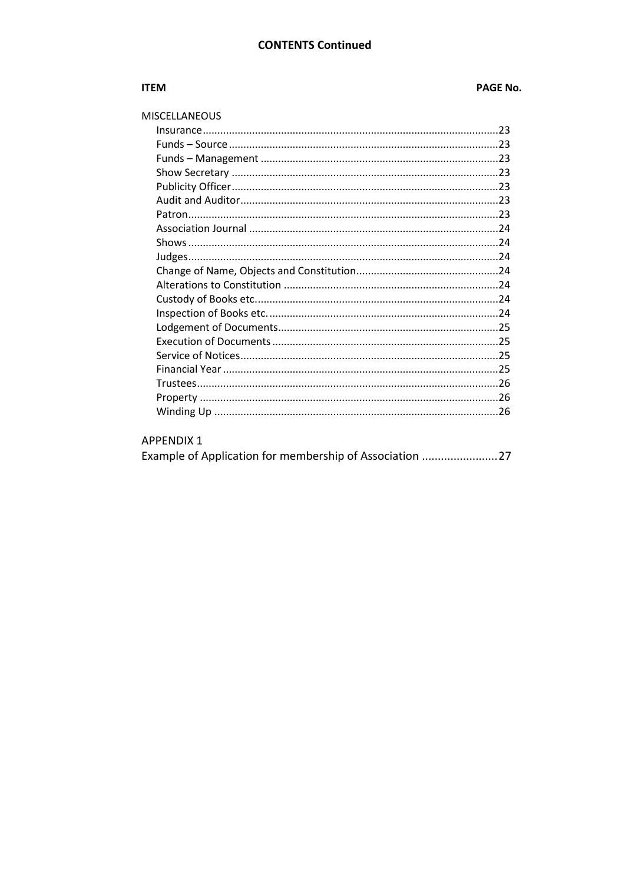## CONTENTS Continued

| ITEM | PAGE No. |
| --- | --- |
| **MISCELLANEOUS** | |
| Insurance | 23 |
| Funds – Source | 23 |
| Funds – Management | 23 |
| Show Secretary | 23 |
| Publicity Officer | 23 |
| Audit and Auditor | 23 |
| Patron | 23 |
| Association Journal | 24 |
| Shows | 24 |
| Judges | 24 |
| Change of Name, Objects and Constitution | 24 |
| Alterations to Constitution | 24 |
| Custody of Books etc. | 24 |
| Inspection of Books etc. | 24 |
| Lodgement of Documents | 25 |
| Execution of Documents | 25 |
| Service of Notices | 25 |
| Financial Year | 25 |
| Trustees | 26 |
| Property | 26 |
| Winding Up | 26 |
| **APPENDIX 1** | |
| Example of Application for membership of Association | 27 |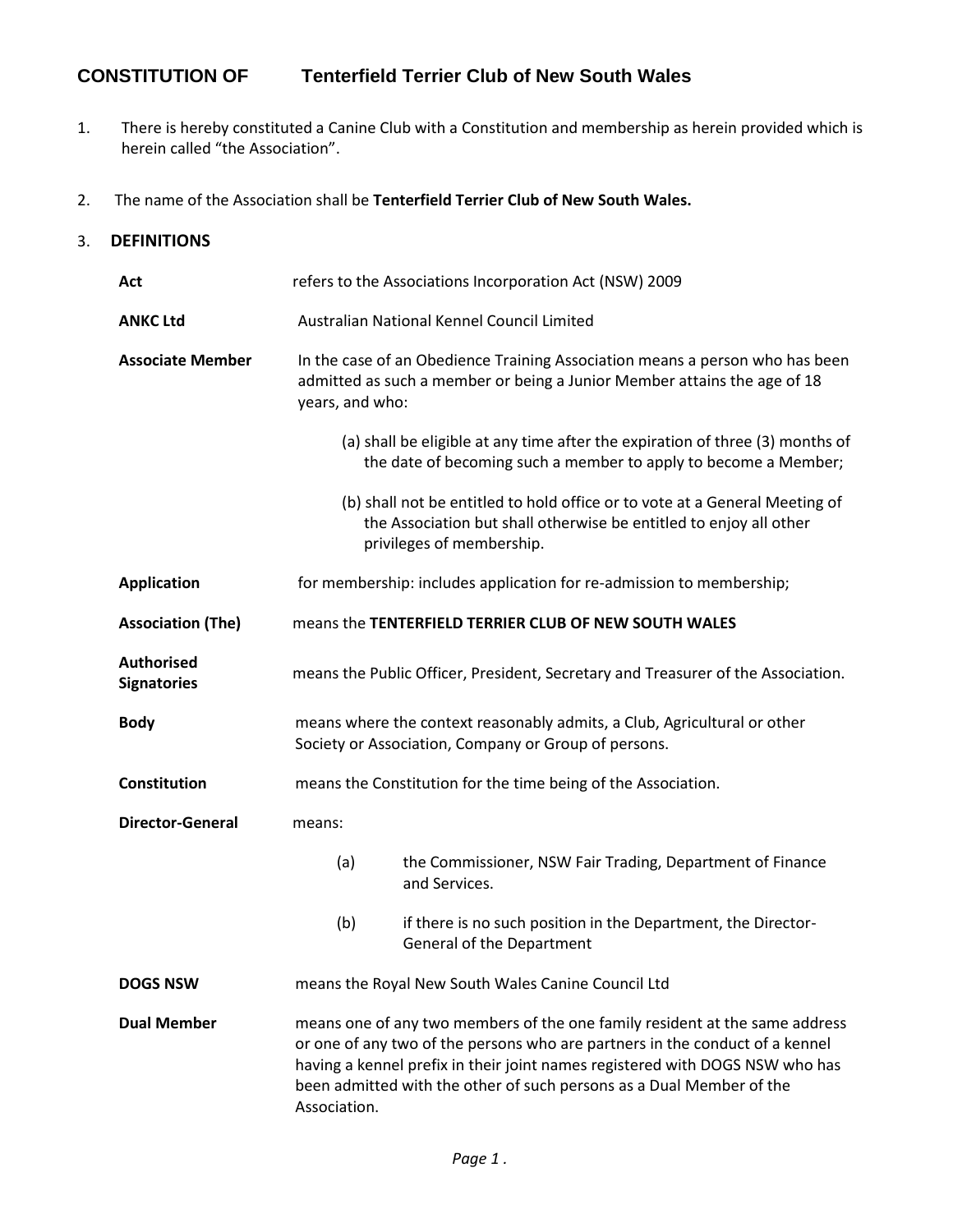# CONSTITUTION OF Tenterfield Terrier Club of New South Wales

1. There is hereby constituted a Canine Club with a Constitution and membership as herein provided which is herein called "the Association".

2. The name of the Association shall be **Tenterfield Terrier Club of New South Wales.**

3. **DEFINITIONS**

**Act** refers to the Associations Incorporation Act (NSW) 2009

**ANKC Ltd** Australian National Kennel Council Limited

**Associate Member** In the case of an Obedience Training Association means a person who has been admitted as such a member or being a Junior Member attains the age of 18 years, and who:

(a) shall be eligible at any time after the expiration of three (3) months of the date of becoming such a member to apply to become a Member;

(b) shall not be entitled to hold office or to vote at a General Meeting of the Association but shall otherwise be entitled to enjoy all other privileges of membership.

**Application** for membership: includes application for re-admission to membership;

**Association (The)** means the **TENTERFIELD TERRIER CLUB OF NEW SOUTH WALES**

**Authorised Signatories** means the Public Officer, President, Secretary and Treasurer of the Association.

**Body** means where the context reasonably admits, a Club, Agricultural or other Society or Association, Company or Group of persons.

**Constitution** means the Constitution for the time being of the Association.

**Director-General** means:

(a) the Commissioner, NSW Fair Trading, Department of Finance and Services.

(b) if there is no such position in the Department, the Director-General of the Department

**DOGS NSW** means the Royal New South Wales Canine Council Ltd

**Dual Member** means one of any two members of the one family resident at the same address or one of any two of the persons who are partners in the conduct of a kennel having a kennel prefix in their joint names registered with DOGS NSW who has been admitted with the other of such persons as a Dual Member of the Association.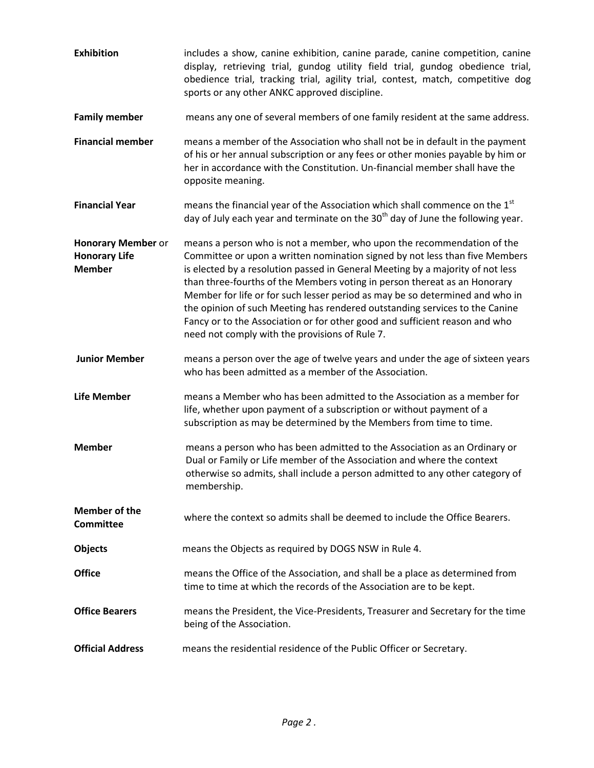**Exhibition** includes a show, canine exhibition, canine parade, canine competition, canine display, retrieving trial, gundog utility field trial, gundog obedience trial, obedience trial, tracking trial, agility trial, contest, match, competitive dog sports or any other ANKC approved discipline.

**Family member** means any one of several members of one family resident at the same address.

**Financial member** means a member of the Association who shall not be in default in the payment of his or her annual subscription or any fees or other monies payable by him or her in accordance with the Constitution. Un-financial member shall have the opposite meaning.

**Financial Year** means the financial year of the Association which shall commence on the 1st day of July each year and terminate on the 30th day of June the following year.

**Honorary Member** or **Honorary Life Member** means a person who is not a member, who upon the recommendation of the Committee or upon a written nomination signed by not less than five Members is elected by a resolution passed in General Meeting by a majority of not less than three-fourths of the Members voting in person thereat as an Honorary Member for life or for such lesser period as may be so determined and who in the opinion of such Meeting has rendered outstanding services to the Canine Fancy or to the Association or for other good and sufficient reason and who need not comply with the provisions of Rule 7.

**Junior Member** means a person over the age of twelve years and under the age of sixteen years who has been admitted as a member of the Association.

**Life Member** means a Member who has been admitted to the Association as a member for life, whether upon payment of a subscription or without payment of a subscription as may be determined by the Members from time to time.

**Member** means a person who has been admitted to the Association as an Ordinary or Dual or Family or Life member of the Association and where the context otherwise so admits, shall include a person admitted to any other category of membership.

**Member of the Committee** where the context so admits shall be deemed to include the Office Bearers.

**Objects** means the Objects as required by DOGS NSW in Rule 4.

**Office** means the Office of the Association, and shall be a place as determined from time to time at which the records of the Association are to be kept.

**Office Bearers** means the President, the Vice-Presidents, Treasurer and Secretary for the time being of the Association.

**Official Address** means the residential residence of the Public Officer or Secretary.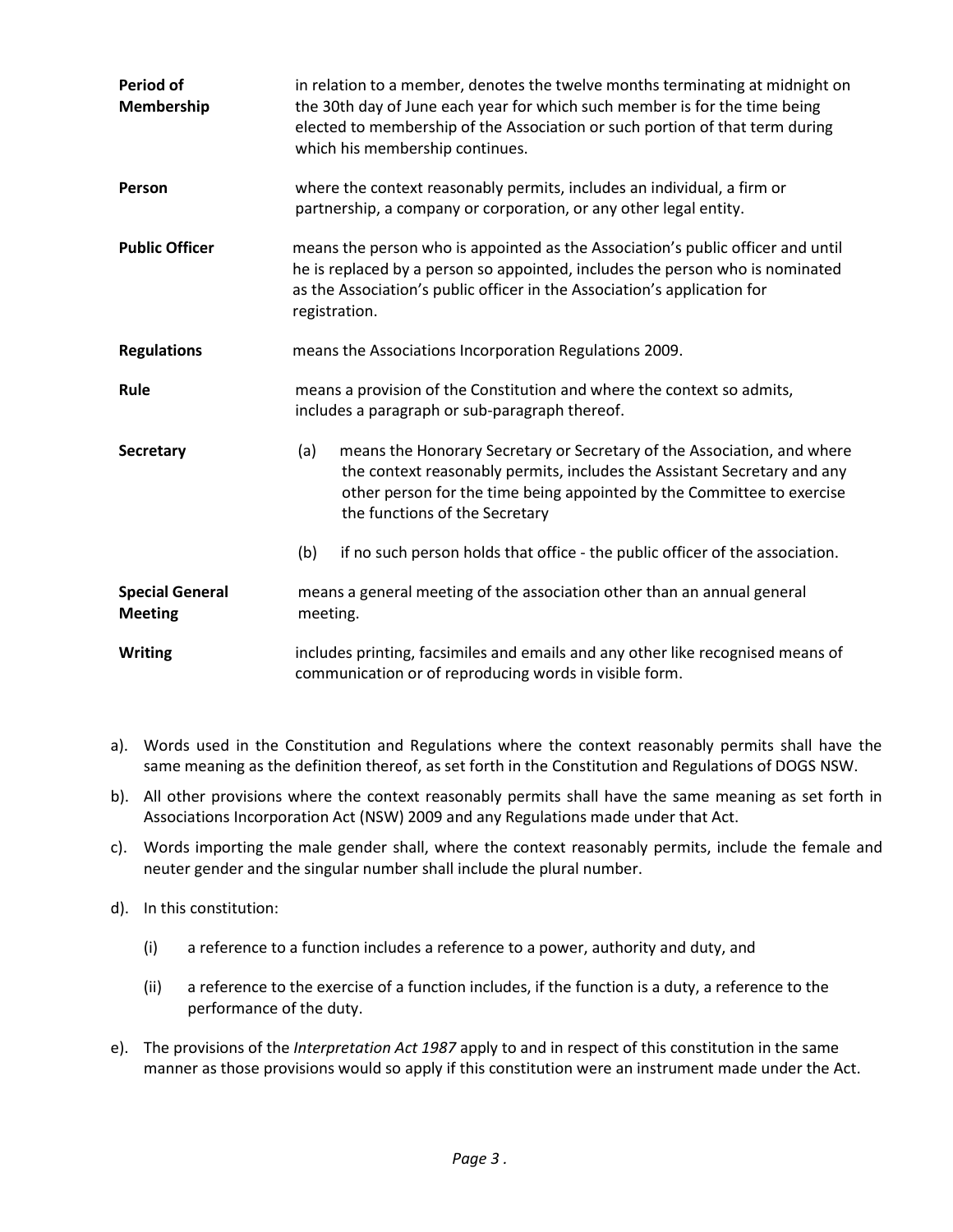| | |
|---|---|
| **Period of Membership** | in relation to a member, denotes the twelve months terminating at midnight on the 30th day of June each year for which such member is for the time being elected to membership of the Association or such portion of that term during which his membership continues. |
| **Person** | where the context reasonably permits, includes an individual, a firm or partnership, a company or corporation, or any other legal entity. |
| **Public Officer** | means the person who is appointed as the Association's public officer and until he is replaced by a person so appointed, includes the person who is nominated as the Association's public officer in the Association's application for registration. |
| **Regulations** | means the Associations Incorporation Regulations 2009. |
| **Rule** | means a provision of the Constitution and where the context so admits, includes a paragraph or sub-paragraph thereof. |
| **Secretary** | (a) means the Honorary Secretary or Secretary of the Association, and where the context reasonably permits, includes the Assistant Secretary and any other person for the time being appointed by the Committee to exercise the functions of the Secretary<br><br>(b) if no such person holds that office - the public officer of the association. |
| **Special General Meeting** | means a general meeting of the association other than an annual general meeting. |
| **Writing** | includes printing, facsimiles and emails and any other like recognised means of communication or of reproducing words in visible form. |

a). Words used in the Constitution and Regulations where the context reasonably permits shall have the same meaning as the definition thereof, as set forth in the Constitution and Regulations of DOGS NSW.

b). All other provisions where the context reasonably permits shall have the same meaning as set forth in Associations Incorporation Act (NSW) 2009 and any Regulations made under that Act.

c). Words importing the male gender shall, where the context reasonably permits, include the female and neuter gender and the singular number shall include the plural number.

d). In this constitution:

   (i) a reference to a function includes a reference to a power, authority and duty, and

   (ii) a reference to the exercise of a function includes, if the function is a duty, a reference to the performance of the duty.

e). The provisions of the *Interpretation Act 1987* apply to and in respect of this constitution in the same manner as those provisions would so apply if this constitution were an instrument made under the Act.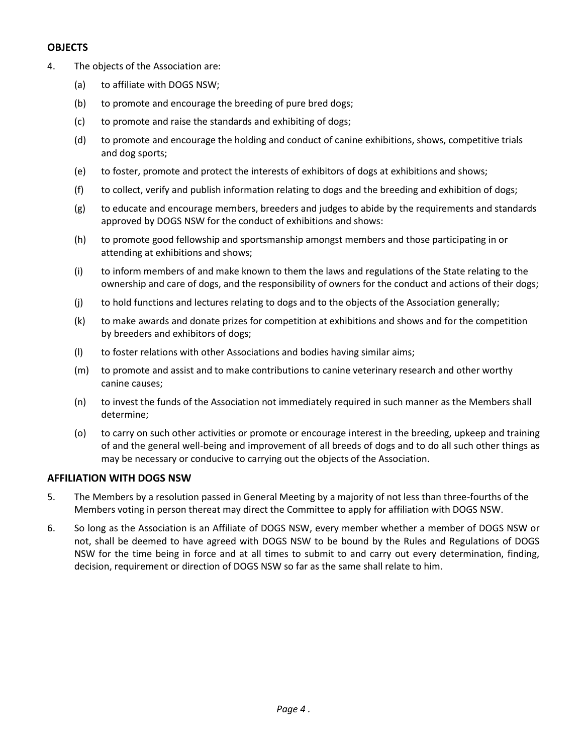## OBJECTS

4. The objects of the Association are:

   (a) to affiliate with DOGS NSW;

   (b) to promote and encourage the breeding of pure bred dogs;

   (c) to promote and raise the standards and exhibiting of dogs;

   (d) to promote and encourage the holding and conduct of canine exhibitions, shows, competitive trials and dog sports;

   (e) to foster, promote and protect the interests of exhibitors of dogs at exhibitions and shows;

   (f) to collect, verify and publish information relating to dogs and the breeding and exhibition of dogs;

   (g) to educate and encourage members, breeders and judges to abide by the requirements and standards approved by DOGS NSW for the conduct of exhibitions and shows:

   (h) to promote good fellowship and sportsmanship amongst members and those participating in or attending at exhibitions and shows;

   (i) to inform members of and make known to them the laws and regulations of the State relating to the ownership and care of dogs, and the responsibility of owners for the conduct and actions of their dogs;

   (j) to hold functions and lectures relating to dogs and to the objects of the Association generally;

   (k) to make awards and donate prizes for competition at exhibitions and shows and for the competition by breeders and exhibitors of dogs;

   (l) to foster relations with other Associations and bodies having similar aims;

   (m) to promote and assist and to make contributions to canine veterinary research and other worthy canine causes;

   (n) to invest the funds of the Association not immediately required in such manner as the Members shall determine;

   (o) to carry on such other activities or promote or encourage interest in the breeding, upkeep and training of and the general well-being and improvement of all breeds of dogs and to do all such other things as may be necessary or conducive to carrying out the objects of the Association.

## AFFILIATION WITH DOGS NSW

5. The Members by a resolution passed in General Meeting by a majority of not less than three-fourths of the Members voting in person thereat may direct the Committee to apply for affiliation with DOGS NSW.

6. So long as the Association is an Affiliate of DOGS NSW, every member whether a member of DOGS NSW or not, shall be deemed to have agreed with DOGS NSW to be bound by the Rules and Regulations of DOGS NSW for the time being in force and at all times to submit to and carry out every determination, finding, decision, requirement or direction of DOGS NSW so far as the same shall relate to him.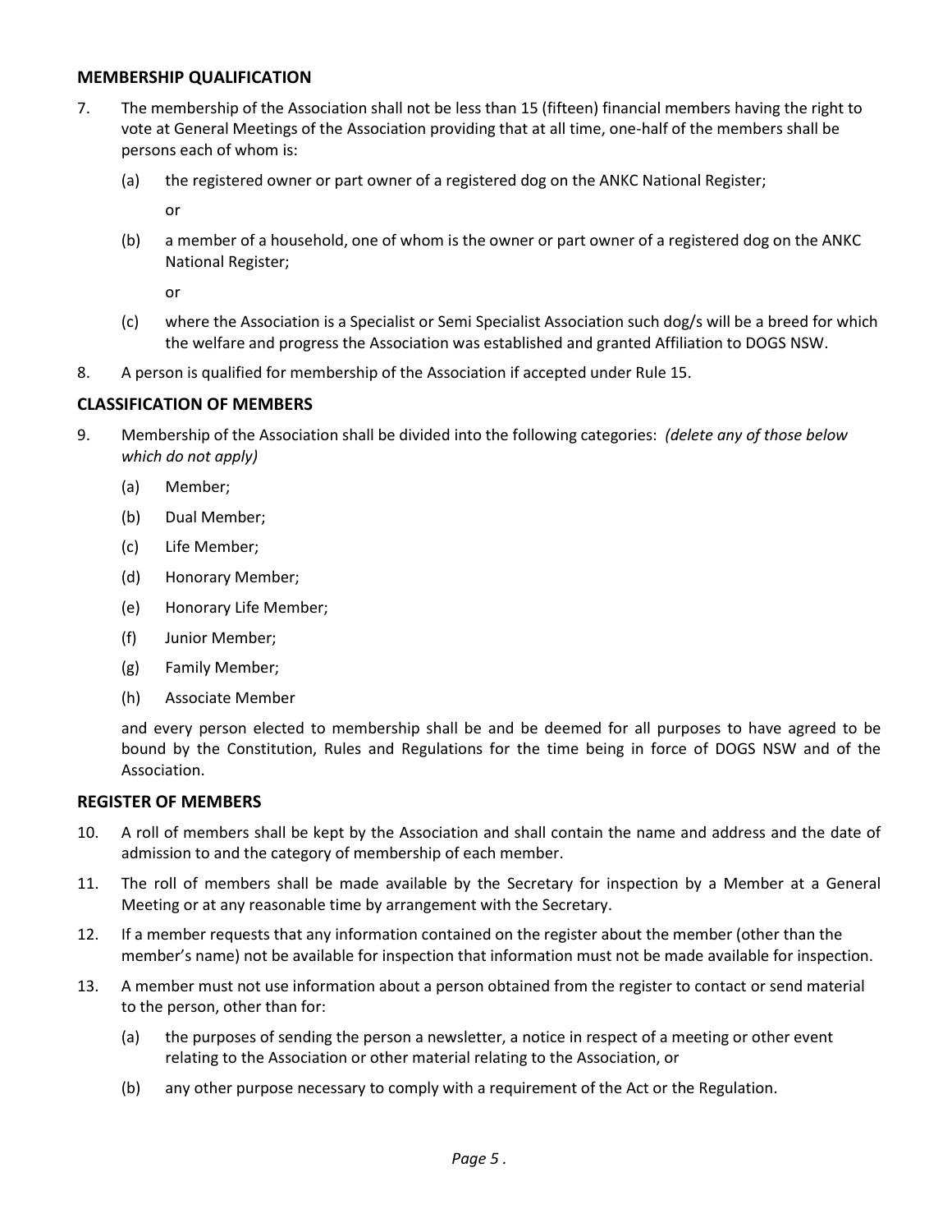### MEMBERSHIP QUALIFICATION

7. The membership of the Association shall not be less than 15 (fifteen) financial members having the right to vote at General Meetings of the Association providing that at all time, one-half of the members shall be persons each of whom is:

   (a) the registered owner or part owner of a registered dog on the ANKC National Register;

   or

   (b) a member of a household, one of whom is the owner or part owner of a registered dog on the ANKC National Register;

   or

   (c) where the Association is a Specialist or Semi Specialist Association such dog/s will be a breed for which the welfare and progress the Association was established and granted Affiliation to DOGS NSW.

8. A person is qualified for membership of the Association if accepted under Rule 15.

### CLASSIFICATION OF MEMBERS

9. Membership of the Association shall be divided into the following categories: *(delete any of those below which do not apply)*

   (a) Member;

   (b) Dual Member;

   (c) Life Member;

   (d) Honorary Member;

   (e) Honorary Life Member;

   (f) Junior Member;

   (g) Family Member;

   (h) Associate Member

   and every person elected to membership shall be and be deemed for all purposes to have agreed to be bound by the Constitution, Rules and Regulations for the time being in force of DOGS NSW and of the Association.

### REGISTER OF MEMBERS

10. A roll of members shall be kept by the Association and shall contain the name and address and the date of admission to and the category of membership of each member.

11. The roll of members shall be made available by the Secretary for inspection by a Member at a General Meeting or at any reasonable time by arrangement with the Secretary.

12. If a member requests that any information contained on the register about the member (other than the member's name) not be available for inspection that information must not be made available for inspection.

13. A member must not use information about a person obtained from the register to contact or send material to the person, other than for:

   (a) the purposes of sending the person a newsletter, a notice in respect of a meeting or other event relating to the Association or other material relating to the Association, or

   (b) any other purpose necessary to comply with a requirement of the Act or the Regulation.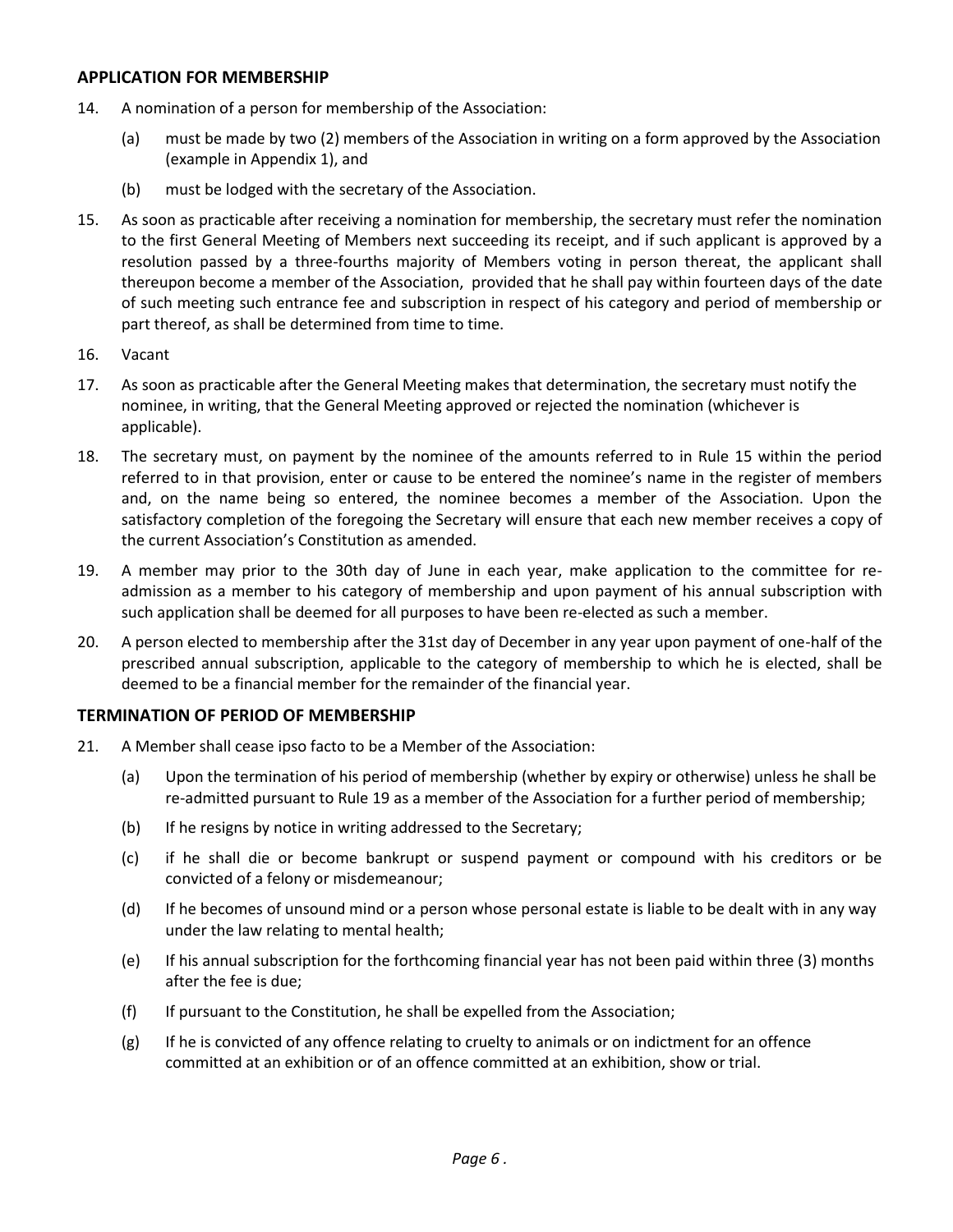## APPLICATION FOR MEMBERSHIP

14. A nomination of a person for membership of the Association:

    (a) must be made by two (2) members of the Association in writing on a form approved by the Association (example in Appendix 1), and

    (b) must be lodged with the secretary of the Association.

15. As soon as practicable after receiving a nomination for membership, the secretary must refer the nomination to the first General Meeting of Members next succeeding its receipt, and if such applicant is approved by a resolution passed by a three-fourths majority of Members voting in person thereat, the applicant shall thereupon become a member of the Association, provided that he shall pay within fourteen days of the date of such meeting such entrance fee and subscription in respect of his category and period of membership or part thereof, as shall be determined from time to time.

16. Vacant

17. As soon as practicable after the General Meeting makes that determination, the secretary must notify the nominee, in writing, that the General Meeting approved or rejected the nomination (whichever is applicable).

18. The secretary must, on payment by the nominee of the amounts referred to in Rule 15 within the period referred to in that provision, enter or cause to be entered the nominee's name in the register of members and, on the name being so entered, the nominee becomes a member of the Association. Upon the satisfactory completion of the foregoing the Secretary will ensure that each new member receives a copy of the current Association's Constitution as amended.

19. A member may prior to the 30th day of June in each year, make application to the committee for re-admission as a member to his category of membership and upon payment of his annual subscription with such application shall be deemed for all purposes to have been re-elected as such a member.

20. A person elected to membership after the 31st day of December in any year upon payment of one-half of the prescribed annual subscription, applicable to the category of membership to which he is elected, shall be deemed to be a financial member for the remainder of the financial year.

## TERMINATION OF PERIOD OF MEMBERSHIP

21. A Member shall cease ipso facto to be a Member of the Association:

    (a) Upon the termination of his period of membership (whether by expiry or otherwise) unless he shall be re-admitted pursuant to Rule 19 as a member of the Association for a further period of membership;

    (b) If he resigns by notice in writing addressed to the Secretary;

    (c) if he shall die or become bankrupt or suspend payment or compound with his creditors or be convicted of a felony or misdemeanour;

    (d) If he becomes of unsound mind or a person whose personal estate is liable to be dealt with in any way under the law relating to mental health;

    (e) If his annual subscription for the forthcoming financial year has not been paid within three (3) months after the fee is due;

    (f) If pursuant to the Constitution, he shall be expelled from the Association;

    (g) If he is convicted of any offence relating to cruelty to animals or on indictment for an offence committed at an exhibition or of an offence committed at an exhibition, show or trial.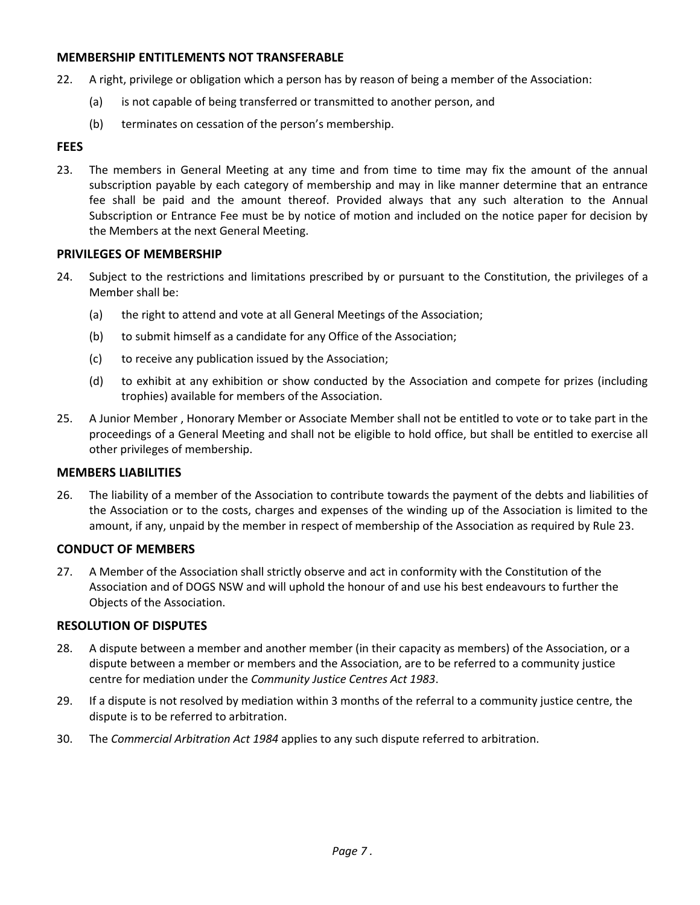### MEMBERSHIP ENTITLEMENTS NOT TRANSFERABLE

22. A right, privilege or obligation which a person has by reason of being a member of the Association:

    (a) is not capable of being transferred or transmitted to another person, and

    (b) terminates on cessation of the person's membership.

### FEES

23. The members in General Meeting at any time and from time to time may fix the amount of the annual subscription payable by each category of membership and may in like manner determine that an entrance fee shall be paid and the amount thereof. Provided always that any such alteration to the Annual Subscription or Entrance Fee must be by notice of motion and included on the notice paper for decision by the Members at the next General Meeting.

### PRIVILEGES OF MEMBERSHIP

24. Subject to the restrictions and limitations prescribed by or pursuant to the Constitution, the privileges of a Member shall be:

    (a) the right to attend and vote at all General Meetings of the Association;

    (b) to submit himself as a candidate for any Office of the Association;

    (c) to receive any publication issued by the Association;

    (d) to exhibit at any exhibition or show conducted by the Association and compete for prizes (including trophies) available for members of the Association.

25. A Junior Member , Honorary Member or Associate Member shall not be entitled to vote or to take part in the proceedings of a General Meeting and shall not be eligible to hold office, but shall be entitled to exercise all other privileges of membership.

### MEMBERS LIABILITIES

26. The liability of a member of the Association to contribute towards the payment of the debts and liabilities of the Association or to the costs, charges and expenses of the winding up of the Association is limited to the amount, if any, unpaid by the member in respect of membership of the Association as required by Rule 23.

### CONDUCT OF MEMBERS

27. A Member of the Association shall strictly observe and act in conformity with the Constitution of the Association and of DOGS NSW and will uphold the honour of and use his best endeavours to further the Objects of the Association.

### RESOLUTION OF DISPUTES

28. A dispute between a member and another member (in their capacity as members) of the Association, or a dispute between a member or members and the Association, are to be referred to a community justice centre for mediation under the *Community Justice Centres Act 1983*.

29. If a dispute is not resolved by mediation within 3 months of the referral to a community justice centre, the dispute is to be referred to arbitration.

30. The *Commercial Arbitration Act 1984* applies to any such dispute referred to arbitration.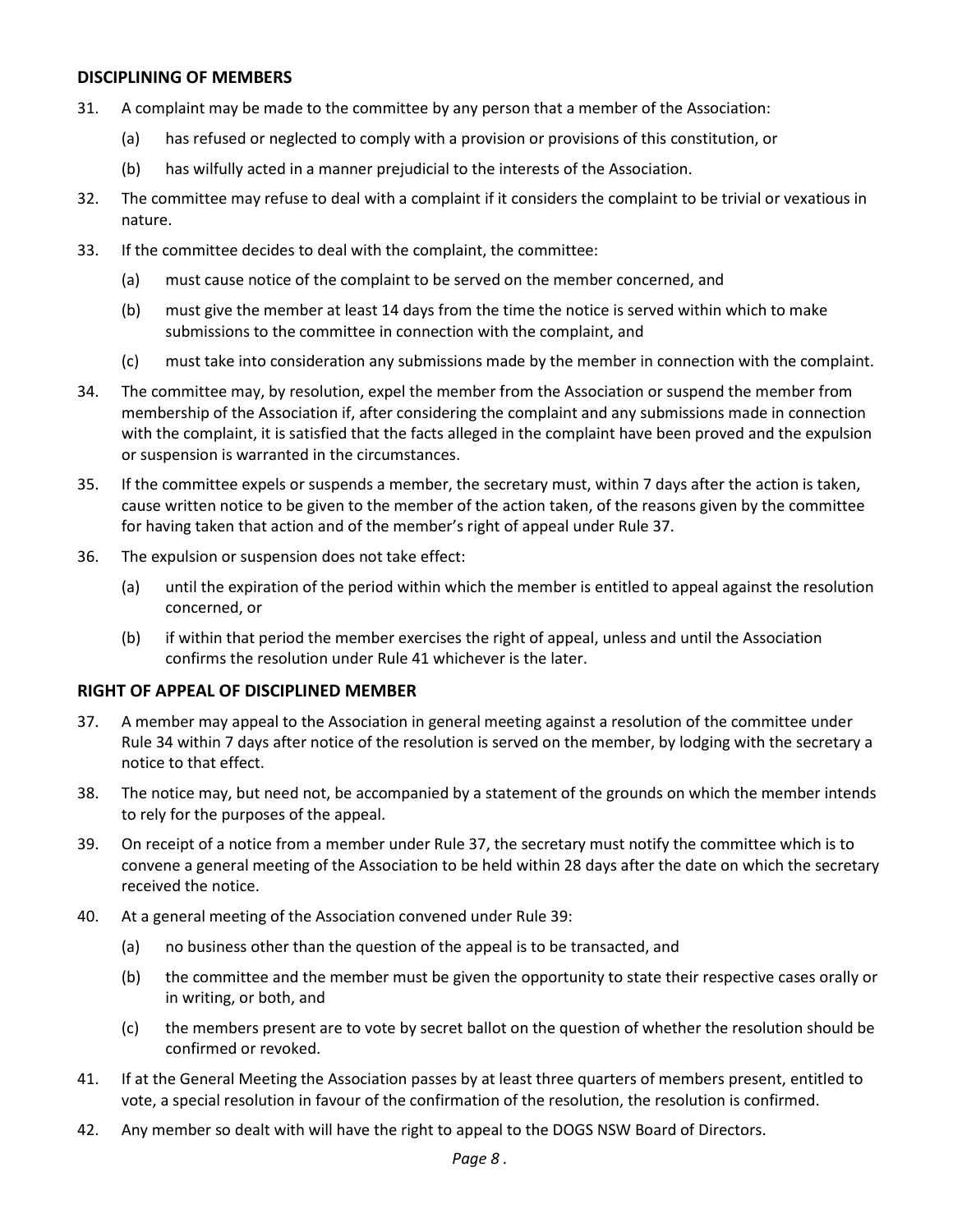## DISCIPLINING OF MEMBERS

31. A complaint may be made to the committee by any person that a member of the Association:
    (a) has refused or neglected to comply with a provision or provisions of this constitution, or
    (b) has wilfully acted in a manner prejudicial to the interests of the Association.
32. The committee may refuse to deal with a complaint if it considers the complaint to be trivial or vexatious in nature.
33. If the committee decides to deal with the complaint, the committee:
    (a) must cause notice of the complaint to be served on the member concerned, and
    (b) must give the member at least 14 days from the time the notice is served within which to make submissions to the committee in connection with the complaint, and
    (c) must take into consideration any submissions made by the member in connection with the complaint.
34. The committee may, by resolution, expel the member from the Association or suspend the member from membership of the Association if, after considering the complaint and any submissions made in connection with the complaint, it is satisfied that the facts alleged in the complaint have been proved and the expulsion or suspension is warranted in the circumstances.
35. If the committee expels or suspends a member, the secretary must, within 7 days after the action is taken, cause written notice to be given to the member of the action taken, of the reasons given by the committee for having taken that action and of the member's right of appeal under Rule 37.
36. The expulsion or suspension does not take effect:
    (a) until the expiration of the period within which the member is entitled to appeal against the resolution concerned, or
    (b) if within that period the member exercises the right of appeal, unless and until the Association confirms the resolution under Rule 41 whichever is the later.

## RIGHT OF APPEAL OF DISCIPLINED MEMBER

37. A member may appeal to the Association in general meeting against a resolution of the committee under Rule 34 within 7 days after notice of the resolution is served on the member, by lodging with the secretary a notice to that effect.
38. The notice may, but need not, be accompanied by a statement of the grounds on which the member intends to rely for the purposes of the appeal.
39. On receipt of a notice from a member under Rule 37, the secretary must notify the committee which is to convene a general meeting of the Association to be held within 28 days after the date on which the secretary received the notice.
40. At a general meeting of the Association convened under Rule 39:
    (a) no business other than the question of the appeal is to be transacted, and
    (b) the committee and the member must be given the opportunity to state their respective cases orally or in writing, or both, and
    (c) the members present are to vote by secret ballot on the question of whether the resolution should be confirmed or revoked.
41. If at the General Meeting the Association passes by at least three quarters of members present, entitled to vote, a special resolution in favour of the confirmation of the resolution, the resolution is confirmed.
42. Any member so dealt with will have the right to appeal to the DOGS NSW Board of Directors.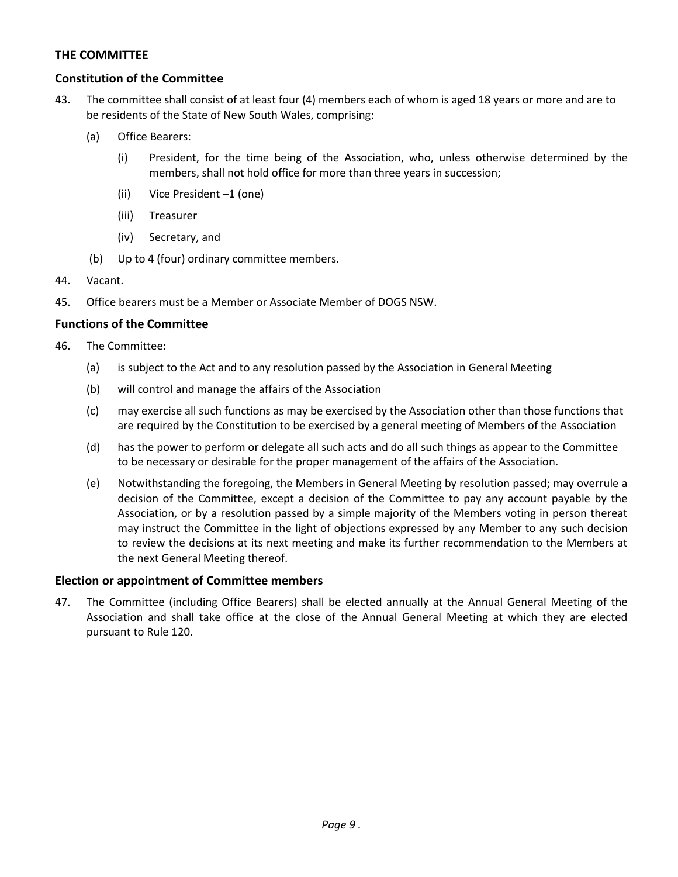## THE COMMITTEE

### Constitution of the Committee

43. The committee shall consist of at least four (4) members each of whom is aged 18 years or more and are to be residents of the State of New South Wales, comprising:

    (a) Office Bearers:

        (i) President, for the time being of the Association, who, unless otherwise determined by the members, shall not hold office for more than three years in succession;

        (ii) Vice President –1 (one)

        (iii) Treasurer

        (iv) Secretary, and

    (b) Up to 4 (four) ordinary committee members.

44. Vacant.

45. Office bearers must be a Member or Associate Member of DOGS NSW.

### Functions of the Committee

46. The Committee:

    (a) is subject to the Act and to any resolution passed by the Association in General Meeting

    (b) will control and manage the affairs of the Association

    (c) may exercise all such functions as may be exercised by the Association other than those functions that are required by the Constitution to be exercised by a general meeting of Members of the Association

    (d) has the power to perform or delegate all such acts and do all such things as appear to the Committee to be necessary or desirable for the proper management of the affairs of the Association.

    (e) Notwithstanding the foregoing, the Members in General Meeting by resolution passed; may overrule a decision of the Committee, except a decision of the Committee to pay any account payable by the Association, or by a resolution passed by a simple majority of the Members voting in person thereat may instruct the Committee in the light of objections expressed by any Member to any such decision to review the decisions at its next meeting and make its further recommendation to the Members at the next General Meeting thereof.

### Election or appointment of Committee members

47. The Committee (including Office Bearers) shall be elected annually at the Annual General Meeting of the Association and shall take office at the close of the Annual General Meeting at which they are elected pursuant to Rule 120.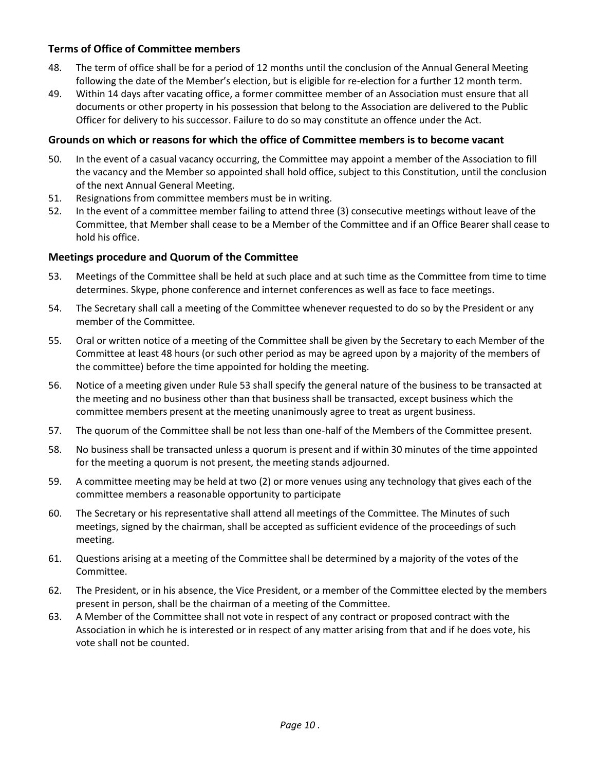### Terms of Office of Committee members

48. The term of office shall be for a period of 12 months until the conclusion of the Annual General Meeting following the date of the Member's election, but is eligible for re-election for a further 12 month term.
49. Within 14 days after vacating office, a former committee member of an Association must ensure that all documents or other property in his possession that belong to the Association are delivered to the Public Officer for delivery to his successor. Failure to do so may constitute an offence under the Act.

### Grounds on which or reasons for which the office of Committee members is to become vacant

50. In the event of a casual vacancy occurring, the Committee may appoint a member of the Association to fill the vacancy and the Member so appointed shall hold office, subject to this Constitution, until the conclusion of the next Annual General Meeting.
51. Resignations from committee members must be in writing.
52. In the event of a committee member failing to attend three (3) consecutive meetings without leave of the Committee, that Member shall cease to be a Member of the Committee and if an Office Bearer shall cease to hold his office.

### Meetings procedure and Quorum of the Committee

53. Meetings of the Committee shall be held at such place and at such time as the Committee from time to time determines. Skype, phone conference and internet conferences as well as face to face meetings.
54. The Secretary shall call a meeting of the Committee whenever requested to do so by the President or any member of the Committee.
55. Oral or written notice of a meeting of the Committee shall be given by the Secretary to each Member of the Committee at least 48 hours (or such other period as may be agreed upon by a majority of the members of the committee) before the time appointed for holding the meeting.
56. Notice of a meeting given under Rule 53 shall specify the general nature of the business to be transacted at the meeting and no business other than that business shall be transacted, except business which the committee members present at the meeting unanimously agree to treat as urgent business.
57. The quorum of the Committee shall be not less than one-half of the Members of the Committee present.
58. No business shall be transacted unless a quorum is present and if within 30 minutes of the time appointed for the meeting a quorum is not present, the meeting stands adjourned.
59. A committee meeting may be held at two (2) or more venues using any technology that gives each of the committee members a reasonable opportunity to participate
60. The Secretary or his representative shall attend all meetings of the Committee. The Minutes of such meetings, signed by the chairman, shall be accepted as sufficient evidence of the proceedings of such meeting.
61. Questions arising at a meeting of the Committee shall be determined by a majority of the votes of the Committee.
62. The President, or in his absence, the Vice President, or a member of the Committee elected by the members present in person, shall be the chairman of a meeting of the Committee.
63. A Member of the Committee shall not vote in respect of any contract or proposed contract with the Association in which he is interested or in respect of any matter arising from that and if he does vote, his vote shall not be counted.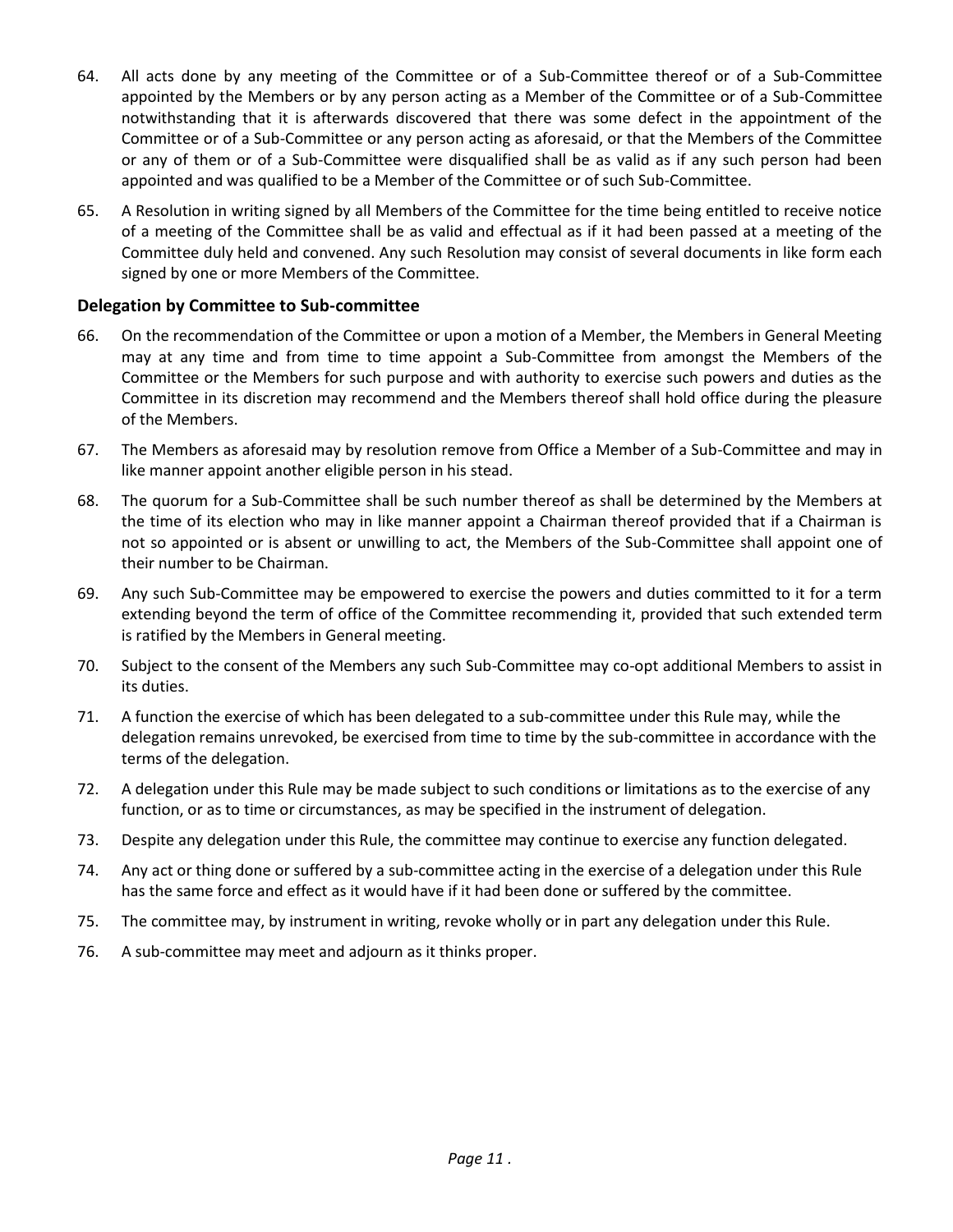64. All acts done by any meeting of the Committee or of a Sub-Committee thereof or of a Sub-Committee appointed by the Members or by any person acting as a Member of the Committee or of a Sub-Committee notwithstanding that it is afterwards discovered that there was some defect in the appointment of the Committee or of a Sub-Committee or any person acting as aforesaid, or that the Members of the Committee or any of them or of a Sub-Committee were disqualified shall be as valid as if any such person had been appointed and was qualified to be a Member of the Committee or of such Sub-Committee.

65. A Resolution in writing signed by all Members of the Committee for the time being entitled to receive notice of a meeting of the Committee shall be as valid and effectual as if it had been passed at a meeting of the Committee duly held and convened. Any such Resolution may consist of several documents in like form each signed by one or more Members of the Committee.

### Delegation by Committee to Sub-committee

66. On the recommendation of the Committee or upon a motion of a Member, the Members in General Meeting may at any time and from time to time appoint a Sub-Committee from amongst the Members of the Committee or the Members for such purpose and with authority to exercise such powers and duties as the Committee in its discretion may recommend and the Members thereof shall hold office during the pleasure of the Members.

67. The Members as aforesaid may by resolution remove from Office a Member of a Sub-Committee and may in like manner appoint another eligible person in his stead.

68. The quorum for a Sub-Committee shall be such number thereof as shall be determined by the Members at the time of its election who may in like manner appoint a Chairman thereof provided that if a Chairman is not so appointed or is absent or unwilling to act, the Members of the Sub-Committee shall appoint one of their number to be Chairman.

69. Any such Sub-Committee may be empowered to exercise the powers and duties committed to it for a term extending beyond the term of office of the Committee recommending it, provided that such extended term is ratified by the Members in General meeting.

70. Subject to the consent of the Members any such Sub-Committee may co-opt additional Members to assist in its duties.

71. A function the exercise of which has been delegated to a sub-committee under this Rule may, while the delegation remains unrevoked, be exercised from time to time by the sub-committee in accordance with the terms of the delegation.

72. A delegation under this Rule may be made subject to such conditions or limitations as to the exercise of any function, or as to time or circumstances, as may be specified in the instrument of delegation.

73. Despite any delegation under this Rule, the committee may continue to exercise any function delegated.

74. Any act or thing done or suffered by a sub-committee acting in the exercise of a delegation under this Rule has the same force and effect as it would have if it had been done or suffered by the committee.

75. The committee may, by instrument in writing, revoke wholly or in part any delegation under this Rule.

76. A sub-committee may meet and adjourn as it thinks proper.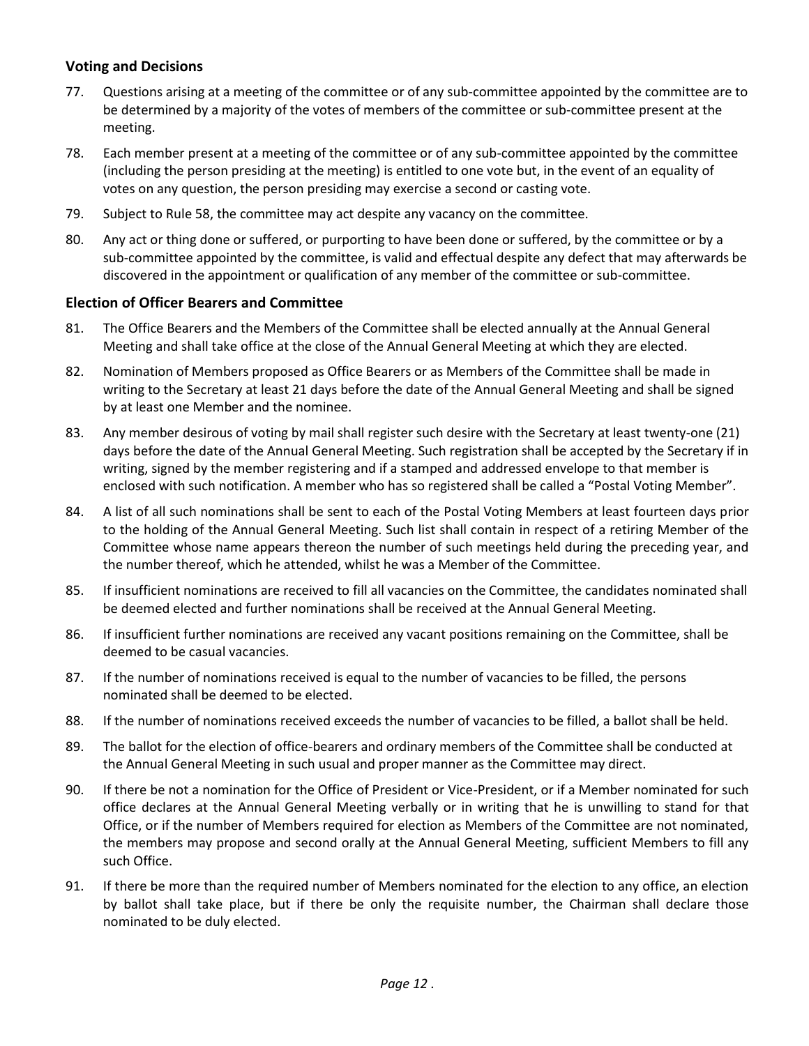### Voting and Decisions

77. Questions arising at a meeting of the committee or of any sub-committee appointed by the committee are to be determined by a majority of the votes of members of the committee or sub-committee present at the meeting.

78. Each member present at a meeting of the committee or of any sub-committee appointed by the committee (including the person presiding at the meeting) is entitled to one vote but, in the event of an equality of votes on any question, the person presiding may exercise a second or casting vote.

79. Subject to Rule 58, the committee may act despite any vacancy on the committee.

80. Any act or thing done or suffered, or purporting to have been done or suffered, by the committee or by a sub-committee appointed by the committee, is valid and effectual despite any defect that may afterwards be discovered in the appointment or qualification of any member of the committee or sub-committee.

### Election of Officer Bearers and Committee

81. The Office Bearers and the Members of the Committee shall be elected annually at the Annual General Meeting and shall take office at the close of the Annual General Meeting at which they are elected.

82. Nomination of Members proposed as Office Bearers or as Members of the Committee shall be made in writing to the Secretary at least 21 days before the date of the Annual General Meeting and shall be signed by at least one Member and the nominee.

83. Any member desirous of voting by mail shall register such desire with the Secretary at least twenty-one (21) days before the date of the Annual General Meeting. Such registration shall be accepted by the Secretary if in writing, signed by the member registering and if a stamped and addressed envelope to that member is enclosed with such notification. A member who has so registered shall be called a "Postal Voting Member".

84. A list of all such nominations shall be sent to each of the Postal Voting Members at least fourteen days prior to the holding of the Annual General Meeting. Such list shall contain in respect of a retiring Member of the Committee whose name appears thereon the number of such meetings held during the preceding year, and the number thereof, which he attended, whilst he was a Member of the Committee.

85. If insufficient nominations are received to fill all vacancies on the Committee, the candidates nominated shall be deemed elected and further nominations shall be received at the Annual General Meeting.

86. If insufficient further nominations are received any vacant positions remaining on the Committee, shall be deemed to be casual vacancies.

87. If the number of nominations received is equal to the number of vacancies to be filled, the persons nominated shall be deemed to be elected.

88. If the number of nominations received exceeds the number of vacancies to be filled, a ballot shall be held.

89. The ballot for the election of office-bearers and ordinary members of the Committee shall be conducted at the Annual General Meeting in such usual and proper manner as the Committee may direct.

90. If there be not a nomination for the Office of President or Vice-President, or if a Member nominated for such office declares at the Annual General Meeting verbally or in writing that he is unwilling to stand for that Office, or if the number of Members required for election as Members of the Committee are not nominated, the members may propose and second orally at the Annual General Meeting, sufficient Members to fill any such Office.

91. If there be more than the required number of Members nominated for the election to any office, an election by ballot shall take place, but if there be only the requisite number, the Chairman shall declare those nominated to be duly elected.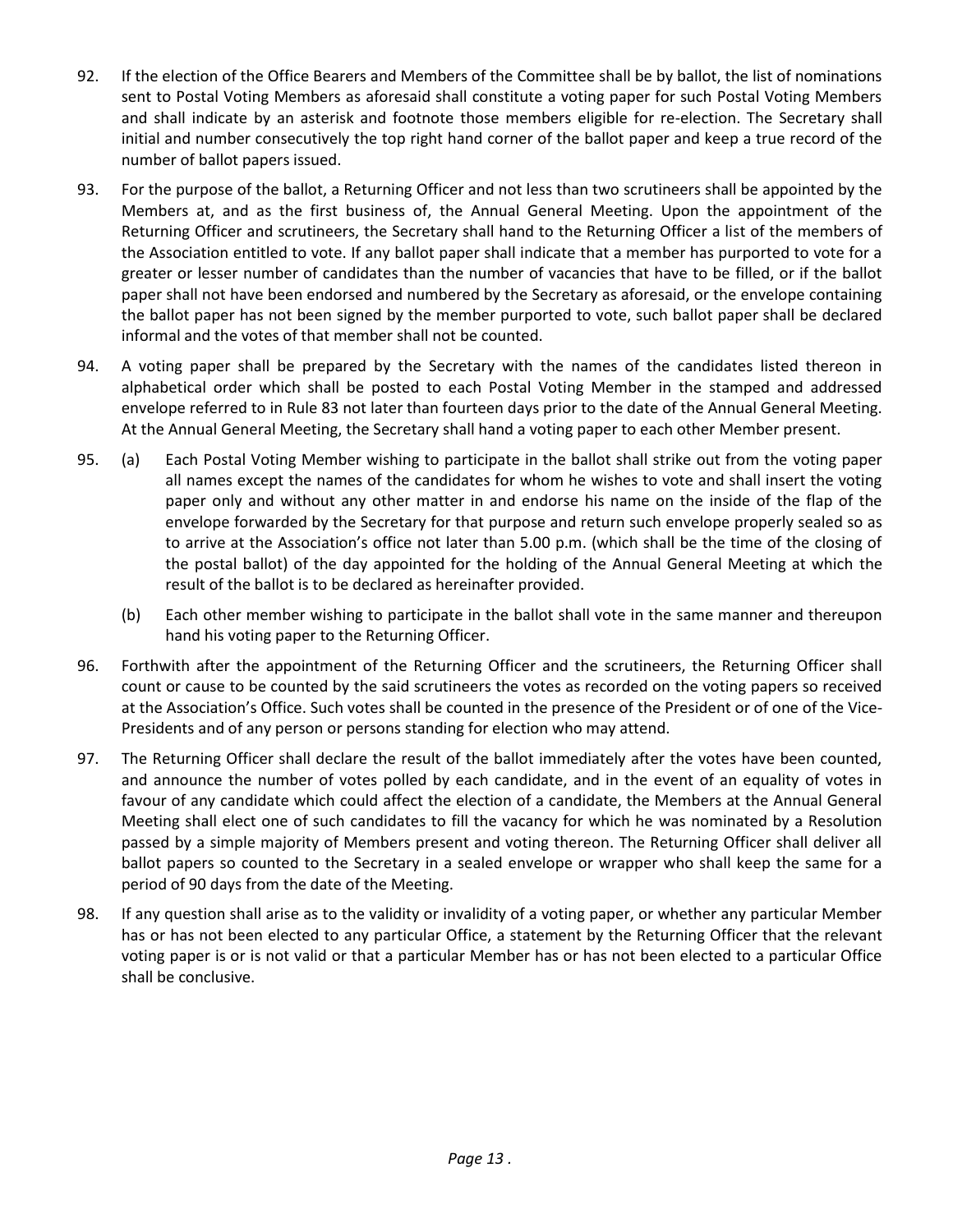92. If the election of the Office Bearers and Members of the Committee shall be by ballot, the list of nominations sent to Postal Voting Members as aforesaid shall constitute a voting paper for such Postal Voting Members and shall indicate by an asterisk and footnote those members eligible for re-election. The Secretary shall initial and number consecutively the top right hand corner of the ballot paper and keep a true record of the number of ballot papers issued.

93. For the purpose of the ballot, a Returning Officer and not less than two scrutineers shall be appointed by the Members at, and as the first business of, the Annual General Meeting. Upon the appointment of the Returning Officer and scrutineers, the Secretary shall hand to the Returning Officer a list of the members of the Association entitled to vote. If any ballot paper shall indicate that a member has purported to vote for a greater or lesser number of candidates than the number of vacancies that have to be filled, or if the ballot paper shall not have been endorsed and numbered by the Secretary as aforesaid, or the envelope containing the ballot paper has not been signed by the member purported to vote, such ballot paper shall be declared informal and the votes of that member shall not be counted.

94. A voting paper shall be prepared by the Secretary with the names of the candidates listed thereon in alphabetical order which shall be posted to each Postal Voting Member in the stamped and addressed envelope referred to in Rule 83 not later than fourteen days prior to the date of the Annual General Meeting. At the Annual General Meeting, the Secretary shall hand a voting paper to each other Member present.

95. (a) Each Postal Voting Member wishing to participate in the ballot shall strike out from the voting paper all names except the names of the candidates for whom he wishes to vote and shall insert the voting paper only and without any other matter in and endorse his name on the inside of the flap of the envelope forwarded by the Secretary for that purpose and return such envelope properly sealed so as to arrive at the Association's office not later than 5.00 p.m. (which shall be the time of the closing of the postal ballot) of the day appointed for the holding of the Annual General Meeting at which the result of the ballot is to be declared as hereinafter provided.

    (b) Each other member wishing to participate in the ballot shall vote in the same manner and thereupon hand his voting paper to the Returning Officer.

96. Forthwith after the appointment of the Returning Officer and the scrutineers, the Returning Officer shall count or cause to be counted by the said scrutineers the votes as recorded on the voting papers so received at the Association's Office. Such votes shall be counted in the presence of the President or of one of the Vice-Presidents and of any person or persons standing for election who may attend.

97. The Returning Officer shall declare the result of the ballot immediately after the votes have been counted, and announce the number of votes polled by each candidate, and in the event of an equality of votes in favour of any candidate which could affect the election of a candidate, the Members at the Annual General Meeting shall elect one of such candidates to fill the vacancy for which he was nominated by a Resolution passed by a simple majority of Members present and voting thereon. The Returning Officer shall deliver all ballot papers so counted to the Secretary in a sealed envelope or wrapper who shall keep the same for a period of 90 days from the date of the Meeting.

98. If any question shall arise as to the validity or invalidity of a voting paper, or whether any particular Member has or has not been elected to any particular Office, a statement by the Returning Officer that the relevant voting paper is or is not valid or that a particular Member has or has not been elected to a particular Office shall be conclusive.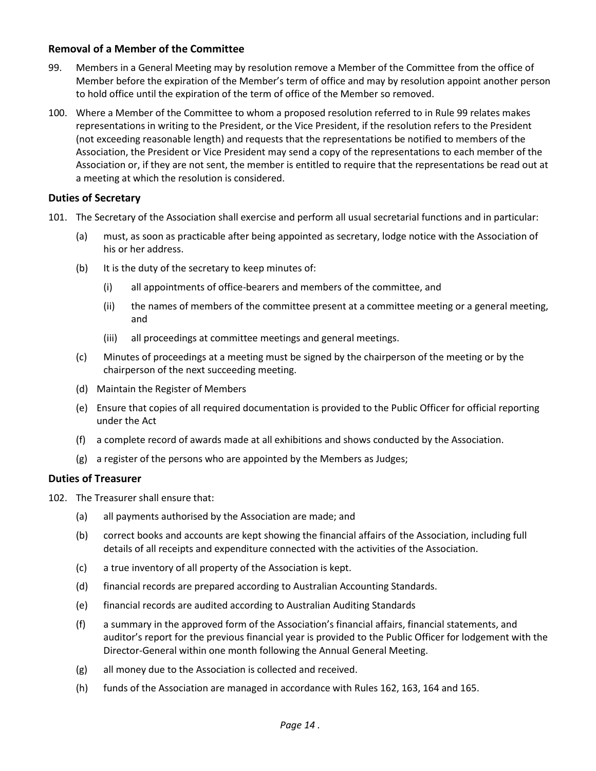### Removal of a Member of the Committee

99. Members in a General Meeting may by resolution remove a Member of the Committee from the office of Member before the expiration of the Member's term of office and may by resolution appoint another person to hold office until the expiration of the term of office of the Member so removed.

100. Where a Member of the Committee to whom a proposed resolution referred to in Rule 99 relates makes representations in writing to the President, or the Vice President, if the resolution refers to the President (not exceeding reasonable length) and requests that the representations be notified to members of the Association, the President or Vice President may send a copy of the representations to each member of the Association or, if they are not sent, the member is entitled to require that the representations be read out at a meeting at which the resolution is considered.

### Duties of Secretary

101. The Secretary of the Association shall exercise and perform all usual secretarial functions and in particular:

    (a) must, as soon as practicable after being appointed as secretary, lodge notice with the Association of his or her address.

    (b) It is the duty of the secretary to keep minutes of:

        (i) all appointments of office-bearers and members of the committee, and

        (ii) the names of members of the committee present at a committee meeting or a general meeting, and

        (iii) all proceedings at committee meetings and general meetings.

    (c) Minutes of proceedings at a meeting must be signed by the chairperson of the meeting or by the chairperson of the next succeeding meeting.

    (d) Maintain the Register of Members

    (e) Ensure that copies of all required documentation is provided to the Public Officer for official reporting under the Act

    (f) a complete record of awards made at all exhibitions and shows conducted by the Association.

    (g) a register of the persons who are appointed by the Members as Judges;

### Duties of Treasurer

102. The Treasurer shall ensure that:

    (a) all payments authorised by the Association are made; and

    (b) correct books and accounts are kept showing the financial affairs of the Association, including full details of all receipts and expenditure connected with the activities of the Association.

    (c) a true inventory of all property of the Association is kept.

    (d) financial records are prepared according to Australian Accounting Standards.

    (e) financial records are audited according to Australian Auditing Standards

    (f) a summary in the approved form of the Association's financial affairs, financial statements, and auditor's report for the previous financial year is provided to the Public Officer for lodgement with the Director-General within one month following the Annual General Meeting.

    (g) all money due to the Association is collected and received.

    (h) funds of the Association are managed in accordance with Rules 162, 163, 164 and 165.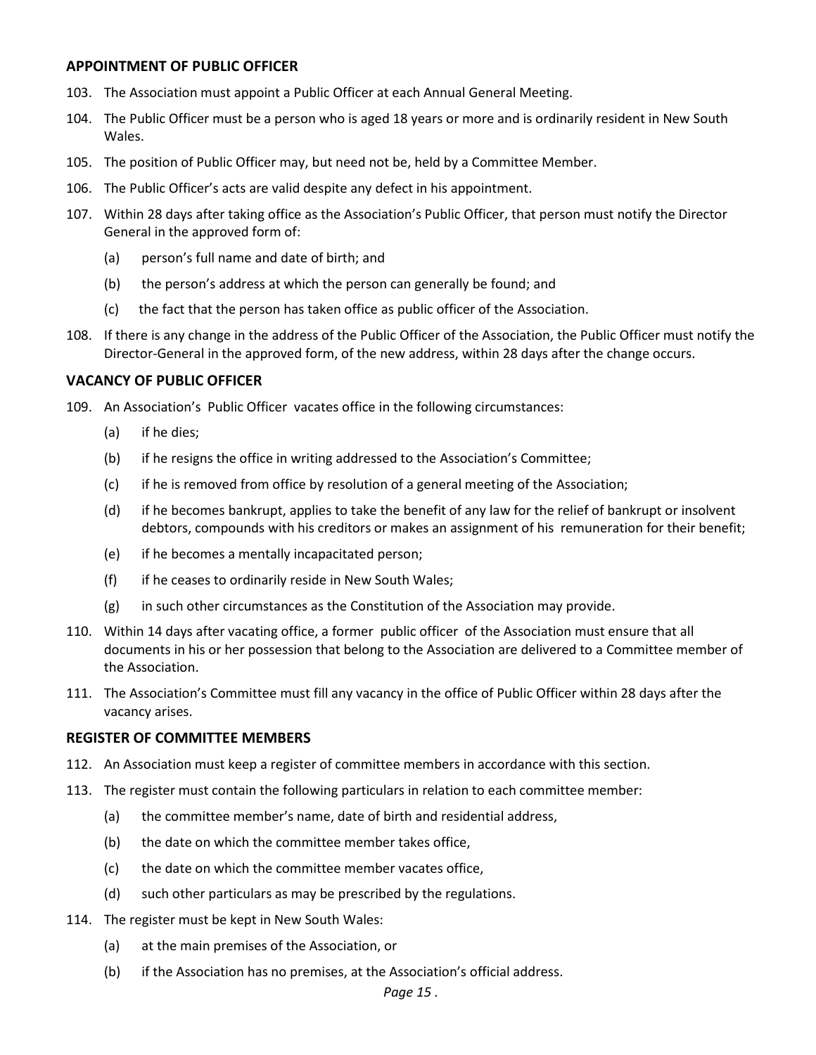## APPOINTMENT OF PUBLIC OFFICER

103. The Association must appoint a Public Officer at each Annual General Meeting.

104. The Public Officer must be a person who is aged 18 years or more and is ordinarily resident in New South Wales.

105. The position of Public Officer may, but need not be, held by a Committee Member.

106. The Public Officer's acts are valid despite any defect in his appointment.

107. Within 28 days after taking office as the Association's Public Officer, that person must notify the Director General in the approved form of:

    (a) person's full name and date of birth; and

    (b) the person's address at which the person can generally be found; and

    (c) the fact that the person has taken office as public officer of the Association.

108. If there is any change in the address of the Public Officer of the Association, the Public Officer must notify the Director-General in the approved form, of the new address, within 28 days after the change occurs.

## VACANCY OF PUBLIC OFFICER

109. An Association's Public Officer vacates office in the following circumstances:

    (a) if he dies;

    (b) if he resigns the office in writing addressed to the Association's Committee;

    (c) if he is removed from office by resolution of a general meeting of the Association;

    (d) if he becomes bankrupt, applies to take the benefit of any law for the relief of bankrupt or insolvent debtors, compounds with his creditors or makes an assignment of his remuneration for their benefit;

    (e) if he becomes a mentally incapacitated person;

    (f) if he ceases to ordinarily reside in New South Wales;

    (g) in such other circumstances as the Constitution of the Association may provide.

110. Within 14 days after vacating office, a former public officer of the Association must ensure that all documents in his or her possession that belong to the Association are delivered to a Committee member of the Association.

111. The Association's Committee must fill any vacancy in the office of Public Officer within 28 days after the vacancy arises.

## REGISTER OF COMMITTEE MEMBERS

112. An Association must keep a register of committee members in accordance with this section.

113. The register must contain the following particulars in relation to each committee member:

    (a) the committee member's name, date of birth and residential address,

    (b) the date on which the committee member takes office,

    (c) the date on which the committee member vacates office,

    (d) such other particulars as may be prescribed by the regulations.

114. The register must be kept in New South Wales:

    (a) at the main premises of the Association, or

    (b) if the Association has no premises, at the Association's official address.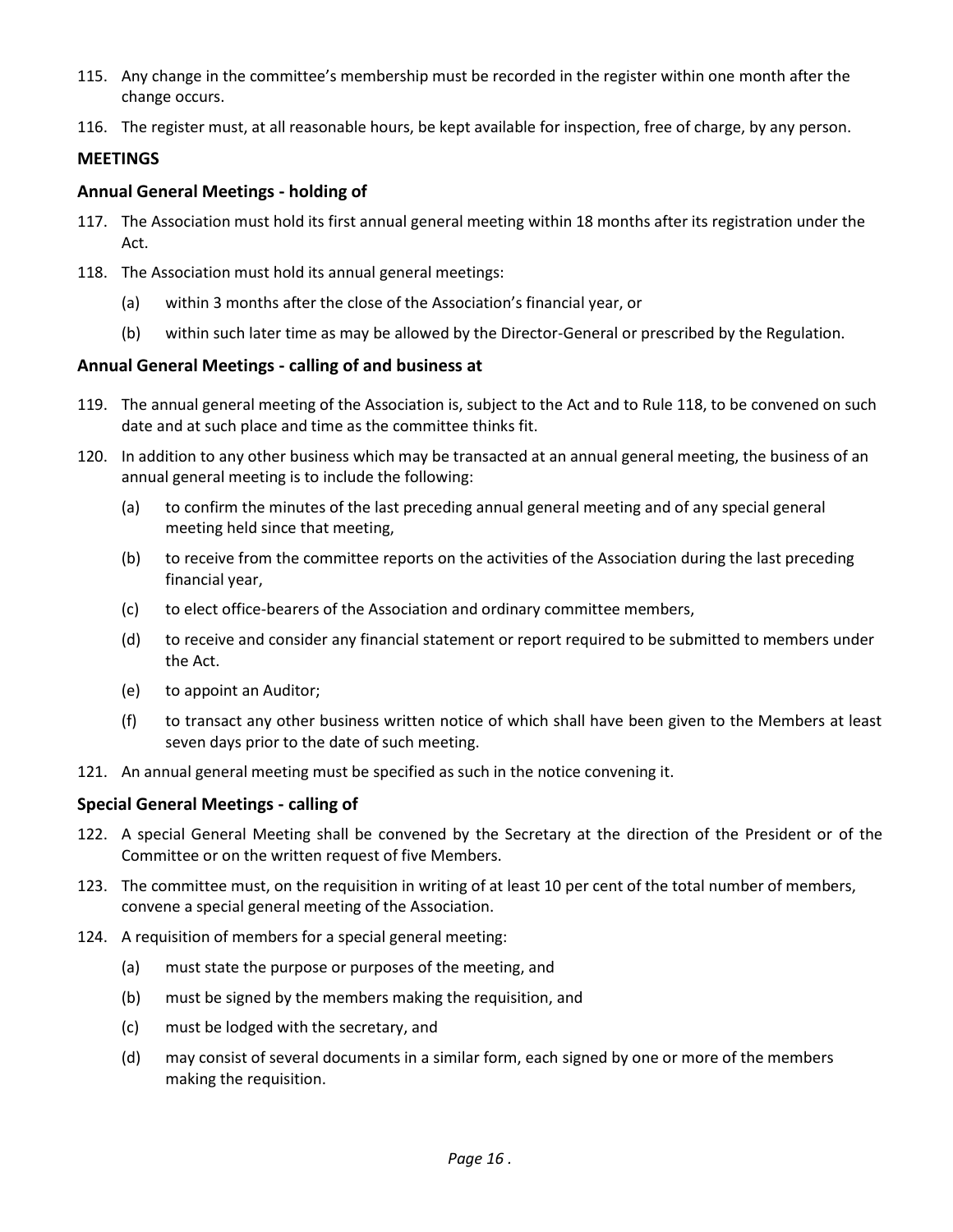115. Any change in the committee's membership must be recorded in the register within one month after the change occurs.

116. The register must, at all reasonable hours, be kept available for inspection, free of charge, by any person.

## MEETINGS

### Annual General Meetings - holding of

117. The Association must hold its first annual general meeting within 18 months after its registration under the Act.

118. The Association must hold its annual general meetings:

    (a) within 3 months after the close of the Association's financial year, or

    (b) within such later time as may be allowed by the Director-General or prescribed by the Regulation.

### Annual General Meetings - calling of and business at

119. The annual general meeting of the Association is, subject to the Act and to Rule 118, to be convened on such date and at such place and time as the committee thinks fit.

120. In addition to any other business which may be transacted at an annual general meeting, the business of an annual general meeting is to include the following:

    (a) to confirm the minutes of the last preceding annual general meeting and of any special general meeting held since that meeting,

    (b) to receive from the committee reports on the activities of the Association during the last preceding financial year,

    (c) to elect office-bearers of the Association and ordinary committee members,

    (d) to receive and consider any financial statement or report required to be submitted to members under the Act.

    (e) to appoint an Auditor;

    (f) to transact any other business written notice of which shall have been given to the Members at least seven days prior to the date of such meeting.

121. An annual general meeting must be specified as such in the notice convening it.

### Special General Meetings - calling of

122. A special General Meeting shall be convened by the Secretary at the direction of the President or of the Committee or on the written request of five Members.

123. The committee must, on the requisition in writing of at least 10 per cent of the total number of members, convene a special general meeting of the Association.

124. A requisition of members for a special general meeting:

    (a) must state the purpose or purposes of the meeting, and

    (b) must be signed by the members making the requisition, and

    (c) must be lodged with the secretary, and

    (d) may consist of several documents in a similar form, each signed by one or more of the members making the requisition.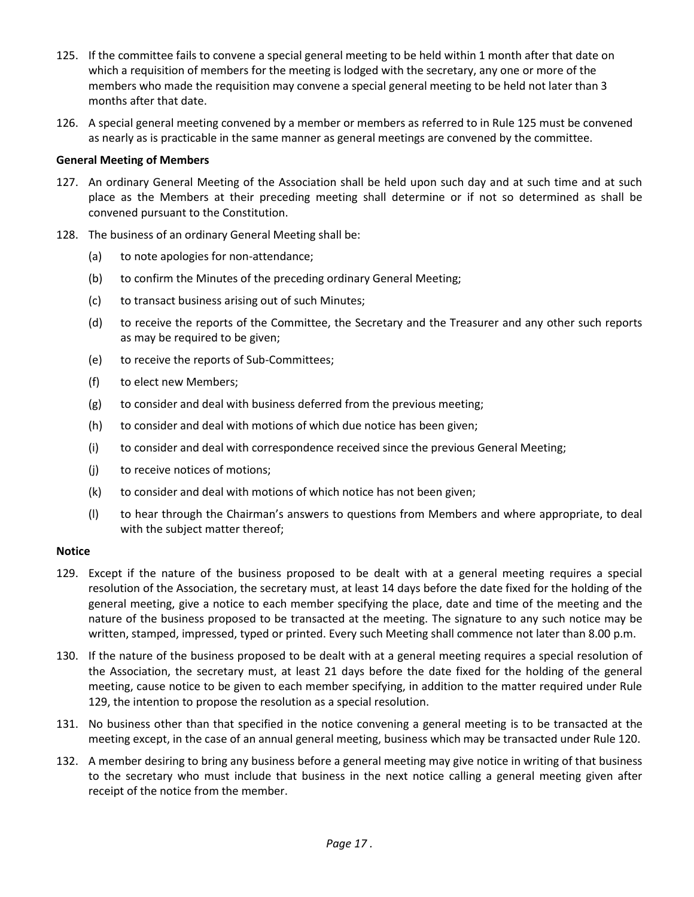125. If the committee fails to convene a special general meeting to be held within 1 month after that date on which a requisition of members for the meeting is lodged with the secretary, any one or more of the members who made the requisition may convene a special general meeting to be held not later than 3 months after that date.

126. A special general meeting convened by a member or members as referred to in Rule 125 must be convened as nearly as is practicable in the same manner as general meetings are convened by the committee.

**General Meeting of Members**

127. An ordinary General Meeting of the Association shall be held upon such day and at such time and at such place as the Members at their preceding meeting shall determine or if not so determined as shall be convened pursuant to the Constitution.

128. The business of an ordinary General Meeting shall be:

    (a) to note apologies for non-attendance;

    (b) to confirm the Minutes of the preceding ordinary General Meeting;

    (c) to transact business arising out of such Minutes;

    (d) to receive the reports of the Committee, the Secretary and the Treasurer and any other such reports as may be required to be given;

    (e) to receive the reports of Sub-Committees;

    (f) to elect new Members;

    (g) to consider and deal with business deferred from the previous meeting;

    (h) to consider and deal with motions of which due notice has been given;

    (i) to consider and deal with correspondence received since the previous General Meeting;

    (j) to receive notices of motions;

    (k) to consider and deal with motions of which notice has not been given;

    (l) to hear through the Chairman's answers to questions from Members and where appropriate, to deal with the subject matter thereof;

**Notice**

129. Except if the nature of the business proposed to be dealt with at a general meeting requires a special resolution of the Association, the secretary must, at least 14 days before the date fixed for the holding of the general meeting, give a notice to each member specifying the place, date and time of the meeting and the nature of the business proposed to be transacted at the meeting. The signature to any such notice may be written, stamped, impressed, typed or printed. Every such Meeting shall commence not later than 8.00 p.m.

130. If the nature of the business proposed to be dealt with at a general meeting requires a special resolution of the Association, the secretary must, at least 21 days before the date fixed for the holding of the general meeting, cause notice to be given to each member specifying, in addition to the matter required under Rule 129, the intention to propose the resolution as a special resolution.

131. No business other than that specified in the notice convening a general meeting is to be transacted at the meeting except, in the case of an annual general meeting, business which may be transacted under Rule 120.

132. A member desiring to bring any business before a general meeting may give notice in writing of that business to the secretary who must include that business in the next notice calling a general meeting given after receipt of the notice from the member.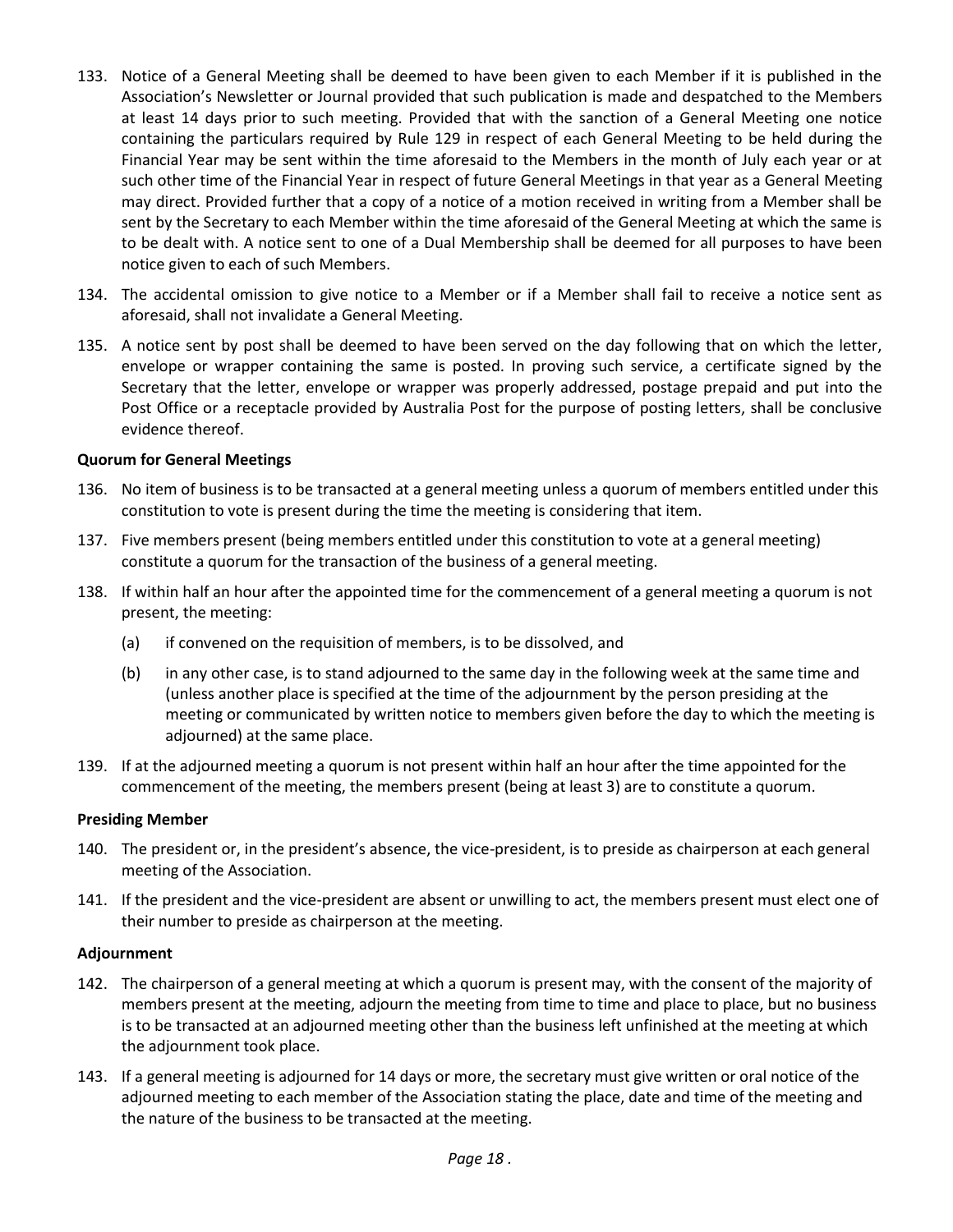133. Notice of a General Meeting shall be deemed to have been given to each Member if it is published in the Association's Newsletter or Journal provided that such publication is made and despatched to the Members at least 14 days prior to such meeting. Provided that with the sanction of a General Meeting one notice containing the particulars required by Rule 129 in respect of each General Meeting to be held during the Financial Year may be sent within the time aforesaid to the Members in the month of July each year or at such other time of the Financial Year in respect of future General Meetings in that year as a General Meeting may direct. Provided further that a copy of a notice of a motion received in writing from a Member shall be sent by the Secretary to each Member within the time aforesaid of the General Meeting at which the same is to be dealt with. A notice sent to one of a Dual Membership shall be deemed for all purposes to have been notice given to each of such Members.

134. The accidental omission to give notice to a Member or if a Member shall fail to receive a notice sent as aforesaid, shall not invalidate a General Meeting.

135. A notice sent by post shall be deemed to have been served on the day following that on which the letter, envelope or wrapper containing the same is posted. In proving such service, a certificate signed by the Secretary that the letter, envelope or wrapper was properly addressed, postage prepaid and put into the Post Office or a receptacle provided by Australia Post for the purpose of posting letters, shall be conclusive evidence thereof.

**Quorum for General Meetings**

136. No item of business is to be transacted at a general meeting unless a quorum of members entitled under this constitution to vote is present during the time the meeting is considering that item.

137. Five members present (being members entitled under this constitution to vote at a general meeting) constitute a quorum for the transaction of the business of a general meeting.

138. If within half an hour after the appointed time for the commencement of a general meeting a quorum is not present, the meeting:

    (a) if convened on the requisition of members, is to be dissolved, and

    (b) in any other case, is to stand adjourned to the same day in the following week at the same time and (unless another place is specified at the time of the adjournment by the person presiding at the meeting or communicated by written notice to members given before the day to which the meeting is adjourned) at the same place.

139. If at the adjourned meeting a quorum is not present within half an hour after the time appointed for the commencement of the meeting, the members present (being at least 3) are to constitute a quorum.

**Presiding Member**

140. The president or, in the president's absence, the vice-president, is to preside as chairperson at each general meeting of the Association.

141. If the president and the vice-president are absent or unwilling to act, the members present must elect one of their number to preside as chairperson at the meeting.

**Adjournment**

142. The chairperson of a general meeting at which a quorum is present may, with the consent of the majority of members present at the meeting, adjourn the meeting from time to time and place to place, but no business is to be transacted at an adjourned meeting other than the business left unfinished at the meeting at which the adjournment took place.

143. If a general meeting is adjourned for 14 days or more, the secretary must give written or oral notice of the adjourned meeting to each member of the Association stating the place, date and time of the meeting and the nature of the business to be transacted at the meeting.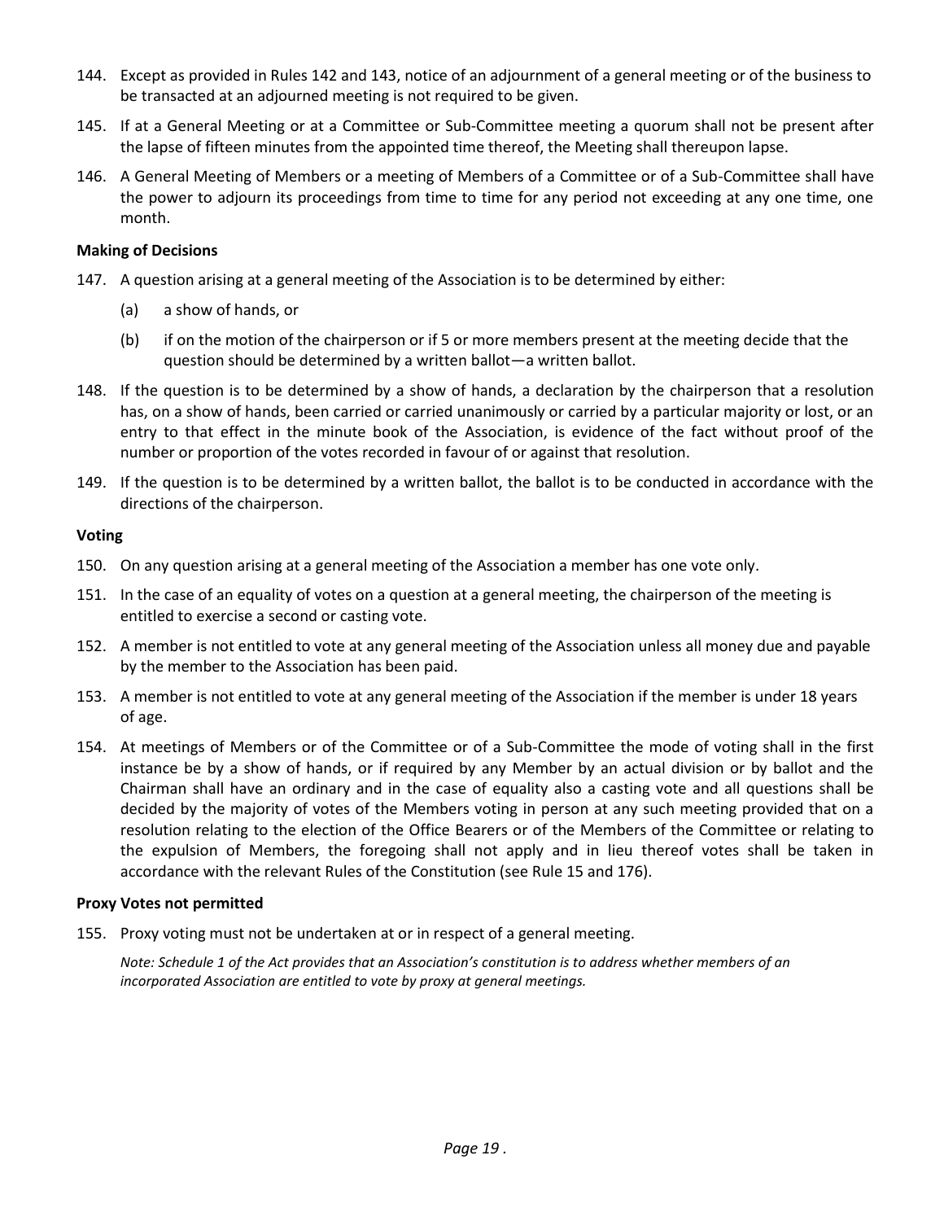144. Except as provided in Rules 142 and 143, notice of an adjournment of a general meeting or of the business to be transacted at an adjourned meeting is not required to be given.

145. If at a General Meeting or at a Committee or Sub-Committee meeting a quorum shall not be present after the lapse of fifteen minutes from the appointed time thereof, the Meeting shall thereupon lapse.

146. A General Meeting of Members or a meeting of Members of a Committee or of a Sub-Committee shall have the power to adjourn its proceedings from time to time for any period not exceeding at any one time, one month.

**Making of Decisions**

147. A question arising at a general meeting of the Association is to be determined by either:

    (a) a show of hands, or

    (b) if on the motion of the chairperson or if 5 or more members present at the meeting decide that the question should be determined by a written ballot—a written ballot.

148. If the question is to be determined by a show of hands, a declaration by the chairperson that a resolution has, on a show of hands, been carried or carried unanimously or carried by a particular majority or lost, or an entry to that effect in the minute book of the Association, is evidence of the fact without proof of the number or proportion of the votes recorded in favour of or against that resolution.

149. If the question is to be determined by a written ballot, the ballot is to be conducted in accordance with the directions of the chairperson.

**Voting**

150. On any question arising at a general meeting of the Association a member has one vote only.

151. In the case of an equality of votes on a question at a general meeting, the chairperson of the meeting is entitled to exercise a second or casting vote.

152. A member is not entitled to vote at any general meeting of the Association unless all money due and payable by the member to the Association has been paid.

153. A member is not entitled to vote at any general meeting of the Association if the member is under 18 years of age.

154. At meetings of Members or of the Committee or of a Sub-Committee the mode of voting shall in the first instance be by a show of hands, or if required by any Member by an actual division or by ballot and the Chairman shall have an ordinary and in the case of equality also a casting vote and all questions shall be decided by the majority of votes of the Members voting in person at any such meeting provided that on a resolution relating to the election of the Office Bearers or of the Members of the Committee or relating to the expulsion of Members, the foregoing shall not apply and in lieu thereof votes shall be taken in accordance with the relevant Rules of the Constitution (see Rule 15 and 176).

**Proxy Votes not permitted**

155. Proxy voting must not be undertaken at or in respect of a general meeting.

    *Note: Schedule 1 of the Act provides that an Association's constitution is to address whether members of an incorporated Association are entitled to vote by proxy at general meetings.*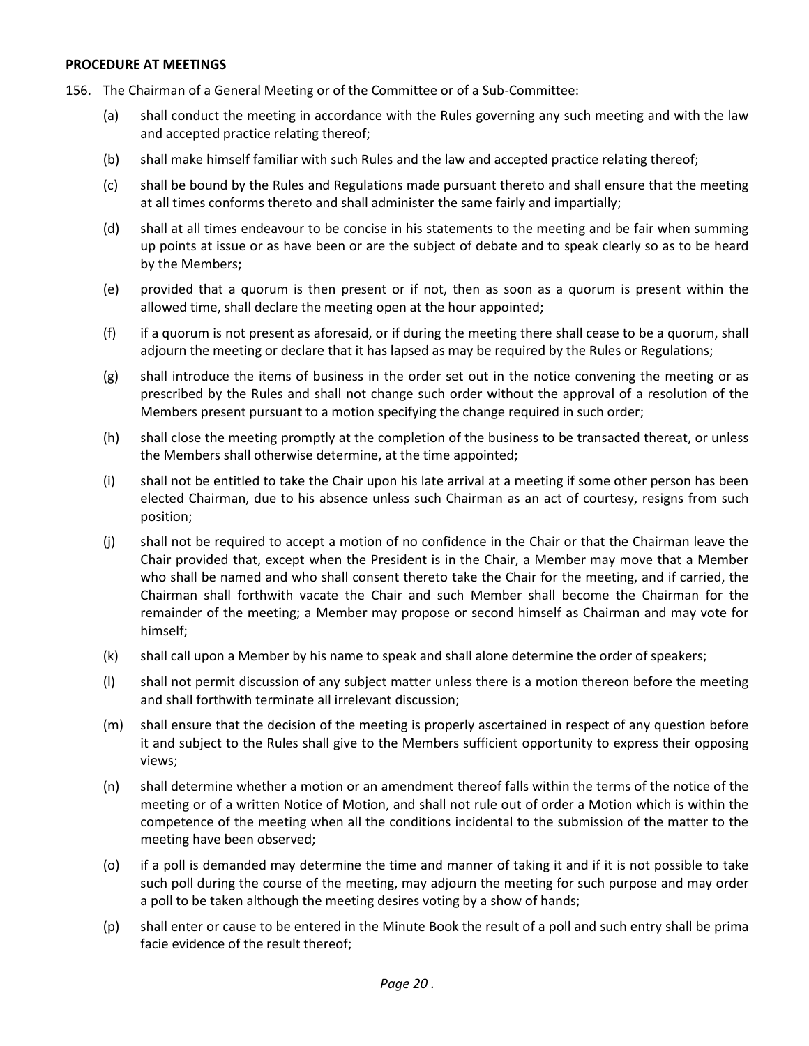**PROCEDURE AT MEETINGS**

156. The Chairman of a General Meeting or of the Committee or of a Sub-Committee:

   (a) shall conduct the meeting in accordance with the Rules governing any such meeting and with the law and accepted practice relating thereof;

   (b) shall make himself familiar with such Rules and the law and accepted practice relating thereof;

   (c) shall be bound by the Rules and Regulations made pursuant thereto and shall ensure that the meeting at all times conforms thereto and shall administer the same fairly and impartially;

   (d) shall at all times endeavour to be concise in his statements to the meeting and be fair when summing up points at issue or as have been or are the subject of debate and to speak clearly so as to be heard by the Members;

   (e) provided that a quorum is then present or if not, then as soon as a quorum is present within the allowed time, shall declare the meeting open at the hour appointed;

   (f) if a quorum is not present as aforesaid, or if during the meeting there shall cease to be a quorum, shall adjourn the meeting or declare that it has lapsed as may be required by the Rules or Regulations;

   (g) shall introduce the items of business in the order set out in the notice convening the meeting or as prescribed by the Rules and shall not change such order without the approval of a resolution of the Members present pursuant to a motion specifying the change required in such order;

   (h) shall close the meeting promptly at the completion of the business to be transacted thereat, or unless the Members shall otherwise determine, at the time appointed;

   (i) shall not be entitled to take the Chair upon his late arrival at a meeting if some other person has been elected Chairman, due to his absence unless such Chairman as an act of courtesy, resigns from such position;

   (j) shall not be required to accept a motion of no confidence in the Chair or that the Chairman leave the Chair provided that, except when the President is in the Chair, a Member may move that a Member who shall be named and who shall consent thereto take the Chair for the meeting, and if carried, the Chairman shall forthwith vacate the Chair and such Member shall become the Chairman for the remainder of the meeting; a Member may propose or second himself as Chairman and may vote for himself;

   (k) shall call upon a Member by his name to speak and shall alone determine the order of speakers;

   (l) shall not permit discussion of any subject matter unless there is a motion thereon before the meeting and shall forthwith terminate all irrelevant discussion;

   (m) shall ensure that the decision of the meeting is properly ascertained in respect of any question before it and subject to the Rules shall give to the Members sufficient opportunity to express their opposing views;

   (n) shall determine whether a motion or an amendment thereof falls within the terms of the notice of the meeting or of a written Notice of Motion, and shall not rule out of order a Motion which is within the competence of the meeting when all the conditions incidental to the submission of the matter to the meeting have been observed;

   (o) if a poll is demanded may determine the time and manner of taking it and if it is not possible to take such poll during the course of the meeting, may adjourn the meeting for such purpose and may order a poll to be taken although the meeting desires voting by a show of hands;

   (p) shall enter or cause to be entered in the Minute Book the result of a poll and such entry shall be prima facie evidence of the result thereof;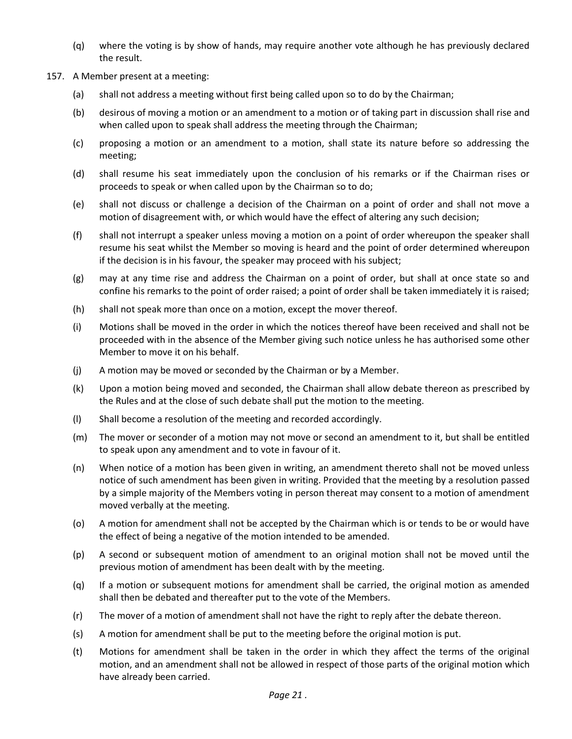(q) where the voting is by show of hands, may require another vote although he has previously declared the result.

157. A Member present at a meeting:

(a) shall not address a meeting without first being called upon so to do by the Chairman;

(b) desirous of moving a motion or an amendment to a motion or of taking part in discussion shall rise and when called upon to speak shall address the meeting through the Chairman;

(c) proposing a motion or an amendment to a motion, shall state its nature before so addressing the meeting;

(d) shall resume his seat immediately upon the conclusion of his remarks or if the Chairman rises or proceeds to speak or when called upon by the Chairman so to do;

(e) shall not discuss or challenge a decision of the Chairman on a point of order and shall not move a motion of disagreement with, or which would have the effect of altering any such decision;

(f) shall not interrupt a speaker unless moving a motion on a point of order whereupon the speaker shall resume his seat whilst the Member so moving is heard and the point of order determined whereupon if the decision is in his favour, the speaker may proceed with his subject;

(g) may at any time rise and address the Chairman on a point of order, but shall at once state so and confine his remarks to the point of order raised; a point of order shall be taken immediately it is raised;

(h) shall not speak more than once on a motion, except the mover thereof.

(i) Motions shall be moved in the order in which the notices thereof have been received and shall not be proceeded with in the absence of the Member giving such notice unless he has authorised some other Member to move it on his behalf.

(j) A motion may be moved or seconded by the Chairman or by a Member.

(k) Upon a motion being moved and seconded, the Chairman shall allow debate thereon as prescribed by the Rules and at the close of such debate shall put the motion to the meeting.

(l) Shall become a resolution of the meeting and recorded accordingly.

(m) The mover or seconder of a motion may not move or second an amendment to it, but shall be entitled to speak upon any amendment and to vote in favour of it.

(n) When notice of a motion has been given in writing, an amendment thereto shall not be moved unless notice of such amendment has been given in writing. Provided that the meeting by a resolution passed by a simple majority of the Members voting in person thereat may consent to a motion of amendment moved verbally at the meeting.

(o) A motion for amendment shall not be accepted by the Chairman which is or tends to be or would have the effect of being a negative of the motion intended to be amended.

(p) A second or subsequent motion of amendment to an original motion shall not be moved until the previous motion of amendment has been dealt with by the meeting.

(q) If a motion or subsequent motions for amendment shall be carried, the original motion as amended shall then be debated and thereafter put to the vote of the Members.

(r) The mover of a motion of amendment shall not have the right to reply after the debate thereon.

(s) A motion for amendment shall be put to the meeting before the original motion is put.

(t) Motions for amendment shall be taken in the order in which they affect the terms of the original motion, and an amendment shall not be allowed in respect of those parts of the original motion which have already been carried.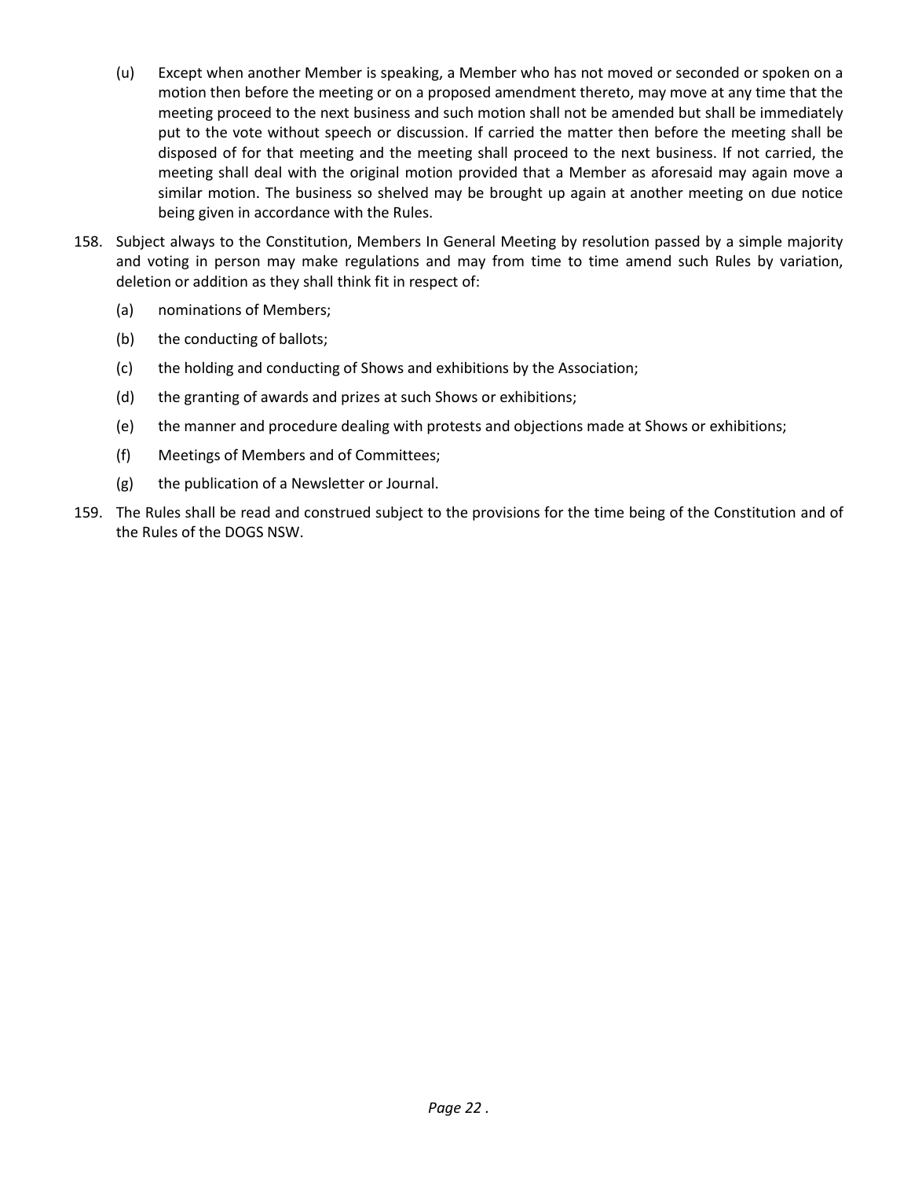(u) Except when another Member is speaking, a Member who has not moved or seconded or spoken on a motion then before the meeting or on a proposed amendment thereto, may move at any time that the meeting proceed to the next business and such motion shall not be amended but shall be immediately put to the vote without speech or discussion. If carried the matter then before the meeting shall be disposed of for that meeting and the meeting shall proceed to the next business. If not carried, the meeting shall deal with the original motion provided that a Member as aforesaid may again move a similar motion. The business so shelved may be brought up again at another meeting on due notice being given in accordance with the Rules.

158. Subject always to the Constitution, Members In General Meeting by resolution passed by a simple majority and voting in person may make regulations and may from time to time amend such Rules by variation, deletion or addition as they shall think fit in respect of:

(a) nominations of Members;

(b) the conducting of ballots;

(c) the holding and conducting of Shows and exhibitions by the Association;

(d) the granting of awards and prizes at such Shows or exhibitions;

(e) the manner and procedure dealing with protests and objections made at Shows or exhibitions;

(f) Meetings of Members and of Committees;

(g) the publication of a Newsletter or Journal.

159. The Rules shall be read and construed subject to the provisions for the time being of the Constitution and of the Rules of the DOGS NSW.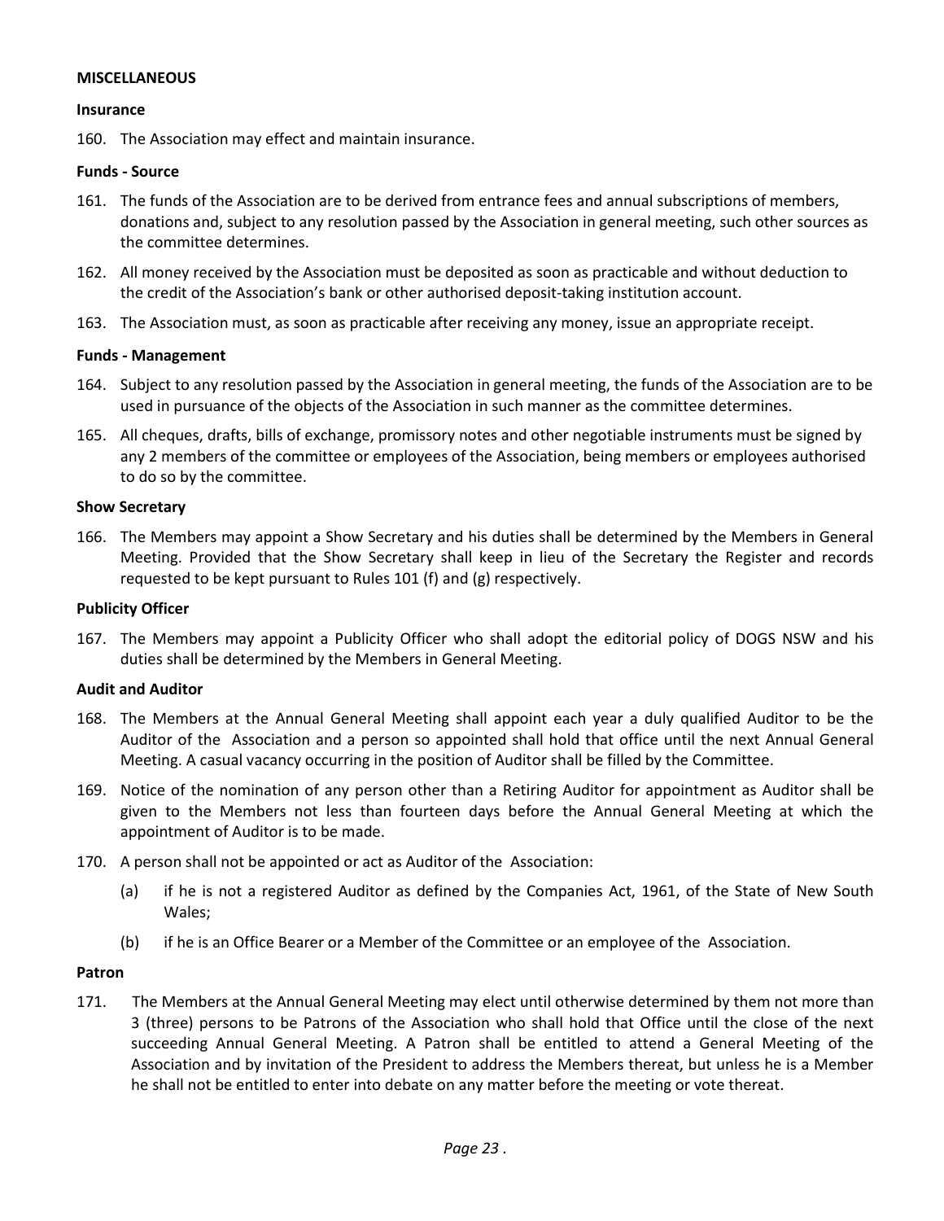## MISCELLANEOUS

### Insurance

160. The Association may effect and maintain insurance.

### Funds - Source

161. The funds of the Association are to be derived from entrance fees and annual subscriptions of members, donations and, subject to any resolution passed by the Association in general meeting, such other sources as the committee determines.

162. All money received by the Association must be deposited as soon as practicable and without deduction to the credit of the Association's bank or other authorised deposit-taking institution account.

163. The Association must, as soon as practicable after receiving any money, issue an appropriate receipt.

### Funds - Management

164. Subject to any resolution passed by the Association in general meeting, the funds of the Association are to be used in pursuance of the objects of the Association in such manner as the committee determines.

165. All cheques, drafts, bills of exchange, promissory notes and other negotiable instruments must be signed by any 2 members of the committee or employees of the Association, being members or employees authorised to do so by the committee.

### Show Secretary

166. The Members may appoint a Show Secretary and his duties shall be determined by the Members in General Meeting. Provided that the Show Secretary shall keep in lieu of the Secretary the Register and records requested to be kept pursuant to Rules 101 (f) and (g) respectively.

### Publicity Officer

167. The Members may appoint a Publicity Officer who shall adopt the editorial policy of DOGS NSW and his duties shall be determined by the Members in General Meeting.

### Audit and Auditor

168. The Members at the Annual General Meeting shall appoint each year a duly qualified Auditor to be the Auditor of the Association and a person so appointed shall hold that office until the next Annual General Meeting. A casual vacancy occurring in the position of Auditor shall be filled by the Committee.

169. Notice of the nomination of any person other than a Retiring Auditor for appointment as Auditor shall be given to the Members not less than fourteen days before the Annual General Meeting at which the appointment of Auditor is to be made.

170. A person shall not be appointed or act as Auditor of the Association:

    (a) if he is not a registered Auditor as defined by the Companies Act, 1961, of the State of New South Wales;

    (b) if he is an Office Bearer or a Member of the Committee or an employee of the Association.

### Patron

171. The Members at the Annual General Meeting may elect until otherwise determined by them not more than 3 (three) persons to be Patrons of the Association who shall hold that Office until the close of the next succeeding Annual General Meeting. A Patron shall be entitled to attend a General Meeting of the Association and by invitation of the President to address the Members thereat, but unless he is a Member he shall not be entitled to enter into debate on any matter before the meeting or vote thereat.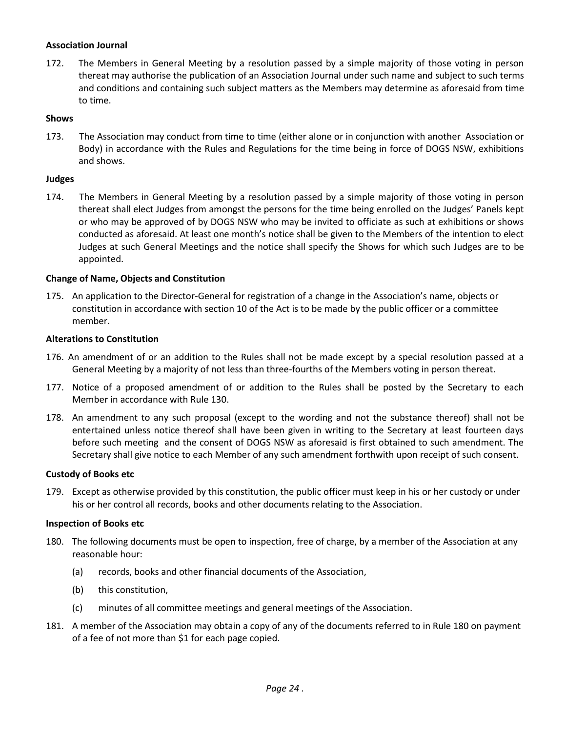**Association Journal**

172. The Members in General Meeting by a resolution passed by a simple majority of those voting in person thereat may authorise the publication of an Association Journal under such name and subject to such terms and conditions and containing such subject matters as the Members may determine as aforesaid from time to time.

**Shows**

173. The Association may conduct from time to time (either alone or in conjunction with another Association or Body) in accordance with the Rules and Regulations for the time being in force of DOGS NSW, exhibitions and shows.

**Judges**

174. The Members in General Meeting by a resolution passed by a simple majority of those voting in person thereat shall elect Judges from amongst the persons for the time being enrolled on the Judges' Panels kept or who may be approved of by DOGS NSW who may be invited to officiate as such at exhibitions or shows conducted as aforesaid. At least one month's notice shall be given to the Members of the intention to elect Judges at such General Meetings and the notice shall specify the Shows for which such Judges are to be appointed.

**Change of Name, Objects and Constitution**

175. An application to the Director-General for registration of a change in the Association's name, objects or constitution in accordance with section 10 of the Act is to be made by the public officer or a committee member.

**Alterations to Constitution**

176. An amendment of or an addition to the Rules shall not be made except by a special resolution passed at a General Meeting by a majority of not less than three-fourths of the Members voting in person thereat.

177. Notice of a proposed amendment of or addition to the Rules shall be posted by the Secretary to each Member in accordance with Rule 130.

178. An amendment to any such proposal (except to the wording and not the substance thereof) shall not be entertained unless notice thereof shall have been given in writing to the Secretary at least fourteen days before such meeting and the consent of DOGS NSW as aforesaid is first obtained to such amendment. The Secretary shall give notice to each Member of any such amendment forthwith upon receipt of such consent.

**Custody of Books etc**

179. Except as otherwise provided by this constitution, the public officer must keep in his or her custody or under his or her control all records, books and other documents relating to the Association.

**Inspection of Books etc**

180. The following documents must be open to inspection, free of charge, by a member of the Association at any reasonable hour:

    (a) records, books and other financial documents of the Association,

    (b) this constitution,

    (c) minutes of all committee meetings and general meetings of the Association.

181. A member of the Association may obtain a copy of any of the documents referred to in Rule 180 on payment of a fee of not more than $1 for each page copied.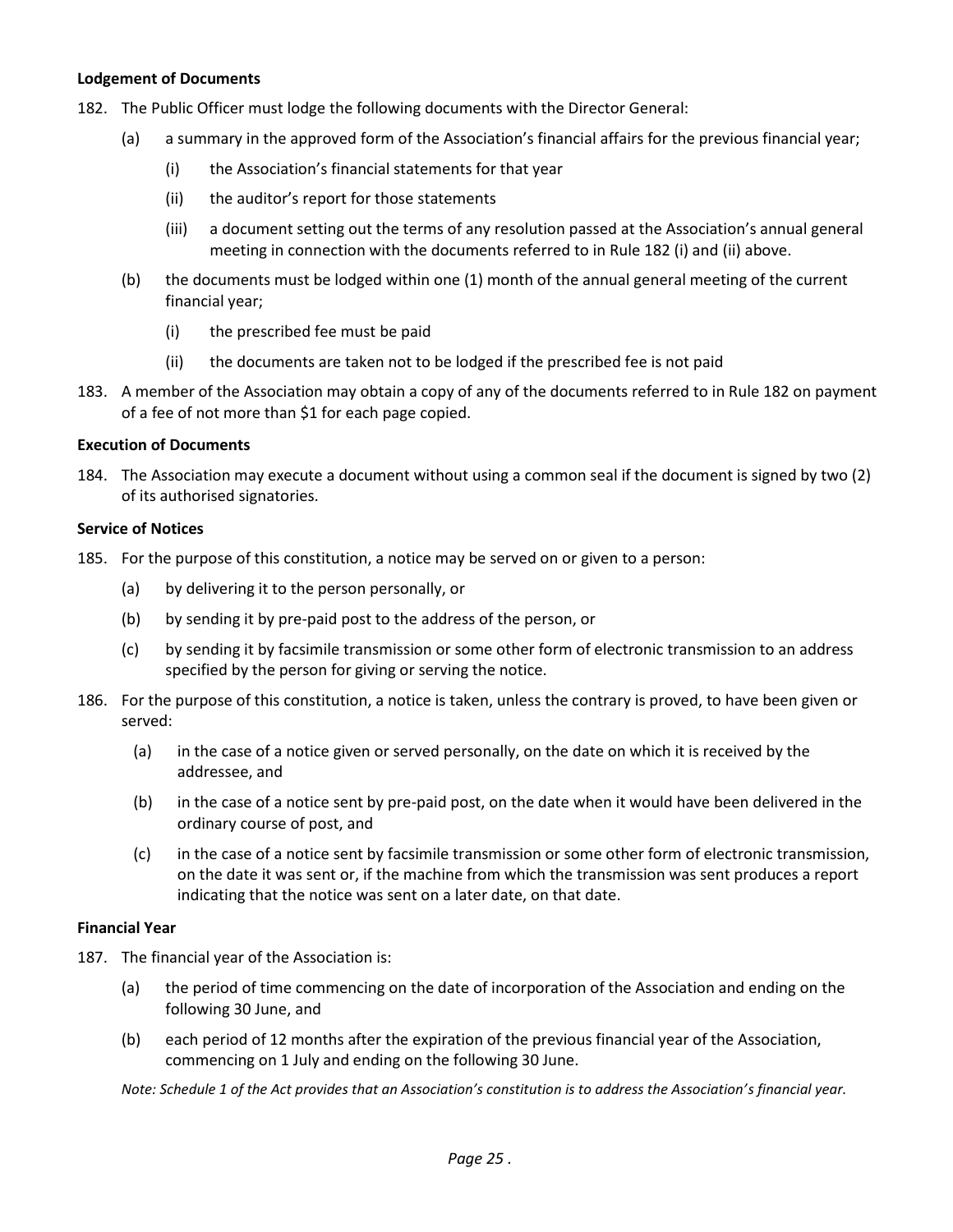**Lodgement of Documents**

182. The Public Officer must lodge the following documents with the Director General:

   (a) a summary in the approved form of the Association's financial affairs for the previous financial year;

      (i) the Association's financial statements for that year

      (ii) the auditor's report for those statements

      (iii) a document setting out the terms of any resolution passed at the Association's annual general meeting in connection with the documents referred to in Rule 182 (i) and (ii) above.

   (b) the documents must be lodged within one (1) month of the annual general meeting of the current financial year;

      (i) the prescribed fee must be paid

      (ii) the documents are taken not to be lodged if the prescribed fee is not paid

183. A member of the Association may obtain a copy of any of the documents referred to in Rule 182 on payment of a fee of not more than $1 for each page copied.

**Execution of Documents**

184. The Association may execute a document without using a common seal if the document is signed by two (2) of its authorised signatories.

**Service of Notices**

185. For the purpose of this constitution, a notice may be served on or given to a person:

   (a) by delivering it to the person personally, or

   (b) by sending it by pre-paid post to the address of the person, or

   (c) by sending it by facsimile transmission or some other form of electronic transmission to an address specified by the person for giving or serving the notice.

186. For the purpose of this constitution, a notice is taken, unless the contrary is proved, to have been given or served:

   (a) in the case of a notice given or served personally, on the date on which it is received by the addressee, and

   (b) in the case of a notice sent by pre-paid post, on the date when it would have been delivered in the ordinary course of post, and

   (c) in the case of a notice sent by facsimile transmission or some other form of electronic transmission, on the date it was sent or, if the machine from which the transmission was sent produces a report indicating that the notice was sent on a later date, on that date.

**Financial Year**

187. The financial year of the Association is:

   (a) the period of time commencing on the date of incorporation of the Association and ending on the following 30 June, and

   (b) each period of 12 months after the expiration of the previous financial year of the Association, commencing on 1 July and ending on the following 30 June.

   *Note: Schedule 1 of the Act provides that an Association's constitution is to address the Association's financial year.*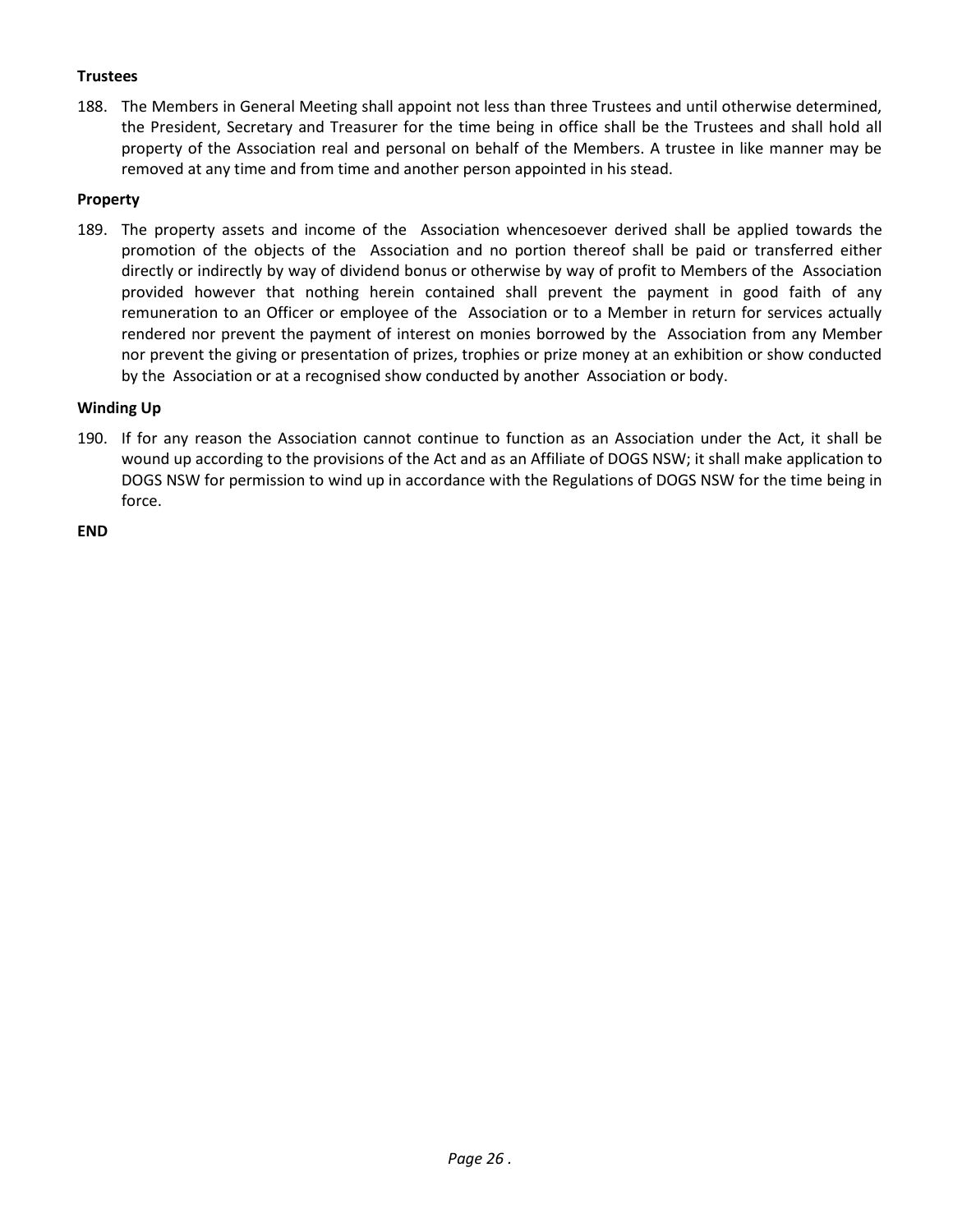**Trustees**

188. The Members in General Meeting shall appoint not less than three Trustees and until otherwise determined, the President, Secretary and Treasurer for the time being in office shall be the Trustees and shall hold all property of the Association real and personal on behalf of the Members. A trustee in like manner may be removed at any time and from time and another person appointed in his stead.

**Property**

189. The property assets and income of the Association whencesoever derived shall be applied towards the promotion of the objects of the Association and no portion thereof shall be paid or transferred either directly or indirectly by way of dividend bonus or otherwise by way of profit to Members of the Association provided however that nothing herein contained shall prevent the payment in good faith of any remuneration to an Officer or employee of the Association or to a Member in return for services actually rendered nor prevent the payment of interest on monies borrowed by the Association from any Member nor prevent the giving or presentation of prizes, trophies or prize money at an exhibition or show conducted by the Association or at a recognised show conducted by another Association or body.

**Winding Up**

190. If for any reason the Association cannot continue to function as an Association under the Act, it shall be wound up according to the provisions of the Act and as an Affiliate of DOGS NSW; it shall make application to DOGS NSW for permission to wind up in accordance with the Regulations of DOGS NSW for the time being in force.

**END**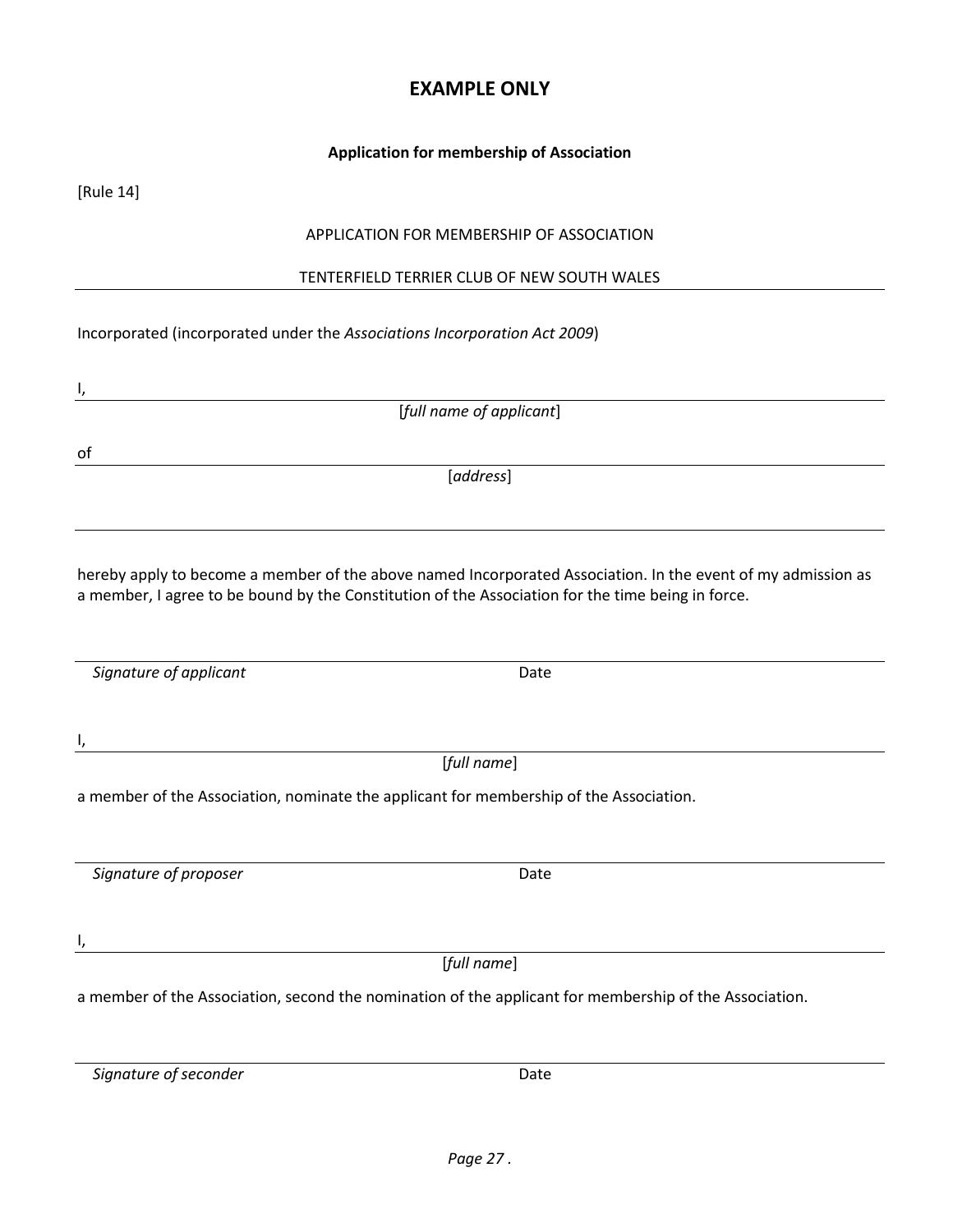# EXAMPLE ONLY

**Application for membership of Association**

[Rule 14]

APPLICATION FOR MEMBERSHIP OF ASSOCIATION

TENTERFIELD TERRIER CLUB OF NEW SOUTH WALES

Incorporated (incorporated under the *Associations Incorporation Act 2009*)

I, ______________________________________________

[*full name of applicant*]

of ______________________________________________

[*address*]

______________________________________________

hereby apply to become a member of the above named Incorporated Association. In the event of my admission as a member, I agree to be bound by the Constitution of the Association for the time being in force.

______________________________________________

*Signature of applicant* Date

I, ______________________________________________

[*full name*]

a member of the Association, nominate the applicant for membership of the Association.

______________________________________________

*Signature of proposer* Date

I, ______________________________________________

[*full name*]

a member of the Association, second the nomination of the applicant for membership of the Association.

______________________________________________

*Signature of seconder* Date